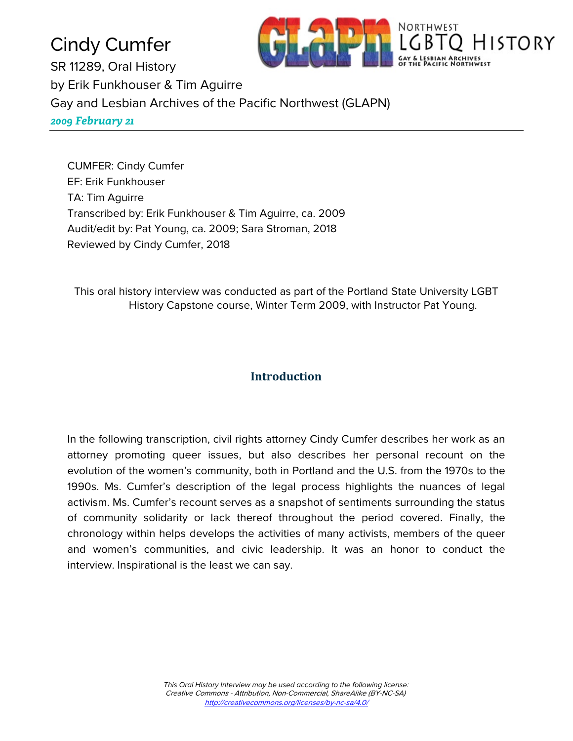# Cindy Cumfer

SR 11289, Oral History
by Erik Funkhouser & Tim Aguirre
Gay and Lesbian Archives of the Pacific Northwest (GLAPN)
*2009 February 21*

---

CUMFER: Cindy Cumfer
EF: Erik Funkhouser
TA: Tim Aguirre
Transcribed by: Erik Funkhouser & Tim Aguirre, ca. 2009
Audit/edit by: Pat Young, ca. 2009; Sara Stroman, 2018
Reviewed by Cindy Cumfer, 2018

This oral history interview was conducted as part of the Portland State University LGBT History Capstone course, Winter Term 2009, with Instructor Pat Young.

## Introduction

In the following transcription, civil rights attorney Cindy Cumfer describes her work as an attorney promoting queer issues, but also describes her personal recount on the evolution of the women's community, both in Portland and the U.S. from the 1970s to the 1990s. Ms. Cumfer's description of the legal process highlights the nuances of legal activism. Ms. Cumfer's recount serves as a snapshot of sentiments surrounding the status of community solidarity or lack thereof throughout the period covered. Finally, the chronology within helps develops the activities of many activists, members of the queer and women's communities, and civic leadership. It was an honor to conduct the interview. Inspirational is the least we can say.

*This Oral History Interview may be used according to the following license: Creative Commons - Attribution, Non-Commercial, ShareAlike (BY-NC-SA)*
*http://creativecommons.org/licenses/by-nc-sa/4.0/*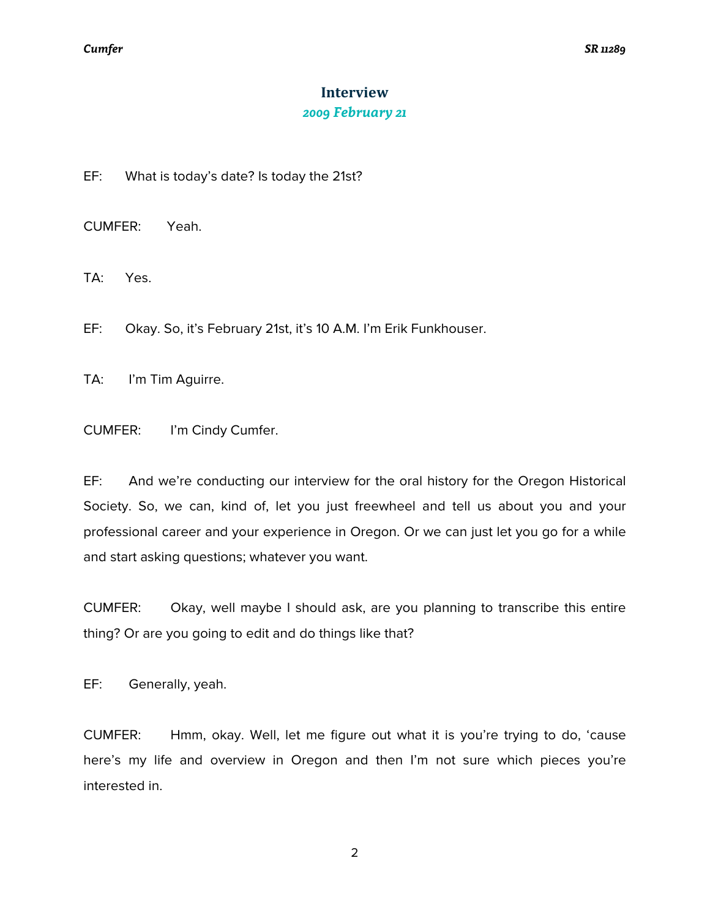## Interview

### *2009 February 21*

EF: What is today's date? Is today the 21st?

CUMFER: Yeah.

TA: Yes.

EF: Okay. So, it's February 21st, it's 10 A.M. I'm Erik Funkhouser.

TA: I'm Tim Aguirre.

CUMFER: I'm Cindy Cumfer.

EF: And we're conducting our interview for the oral history for the Oregon Historical Society. So, we can, kind of, let you just freewheel and tell us about you and your professional career and your experience in Oregon. Or we can just let you go for a while and start asking questions; whatever you want.

CUMFER: Okay, well maybe I should ask, are you planning to transcribe this entire thing? Or are you going to edit and do things like that?

EF: Generally, yeah.

CUMFER: Hmm, okay. Well, let me figure out what it is you're trying to do, 'cause here's my life and overview in Oregon and then I'm not sure which pieces you're interested in.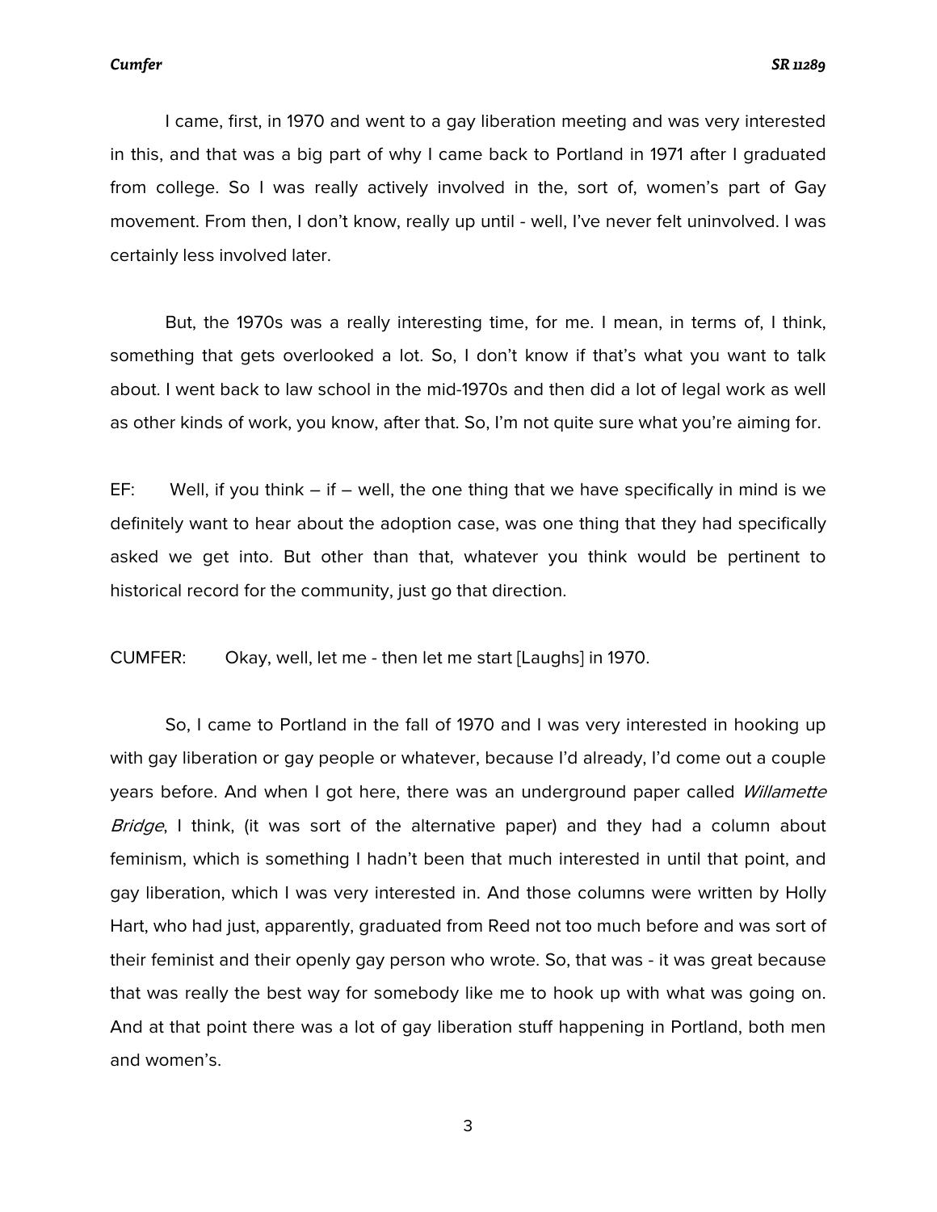I came, first, in 1970 and went to a gay liberation meeting and was very interested in this, and that was a big part of why I came back to Portland in 1971 after I graduated from college. So I was really actively involved in the, sort of, women's part of Gay movement. From then, I don't know, really up until - well, I've never felt uninvolved. I was certainly less involved later.

But, the 1970s was a really interesting time, for me. I mean, in terms of, I think, something that gets overlooked a lot. So, I don't know if that's what you want to talk about. I went back to law school in the mid-1970s and then did a lot of legal work as well as other kinds of work, you know, after that. So, I'm not quite sure what you're aiming for.

EF: Well, if you think – if – well, the one thing that we have specifically in mind is we definitely want to hear about the adoption case, was one thing that they had specifically asked we get into. But other than that, whatever you think would be pertinent to historical record for the community, just go that direction.

CUMFER: Okay, well, let me - then let me start [Laughs] in 1970.

So, I came to Portland in the fall of 1970 and I was very interested in hooking up with gay liberation or gay people or whatever, because I'd already, I'd come out a couple years before. And when I got here, there was an underground paper called *Willamette Bridge*, I think, (it was sort of the alternative paper) and they had a column about feminism, which is something I hadn't been that much interested in until that point, and gay liberation, which I was very interested in. And those columns were written by Holly Hart, who had just, apparently, graduated from Reed not too much before and was sort of their feminist and their openly gay person who wrote. So, that was - it was great because that was really the best way for somebody like me to hook up with what was going on. And at that point there was a lot of gay liberation stuff happening in Portland, both men and women's.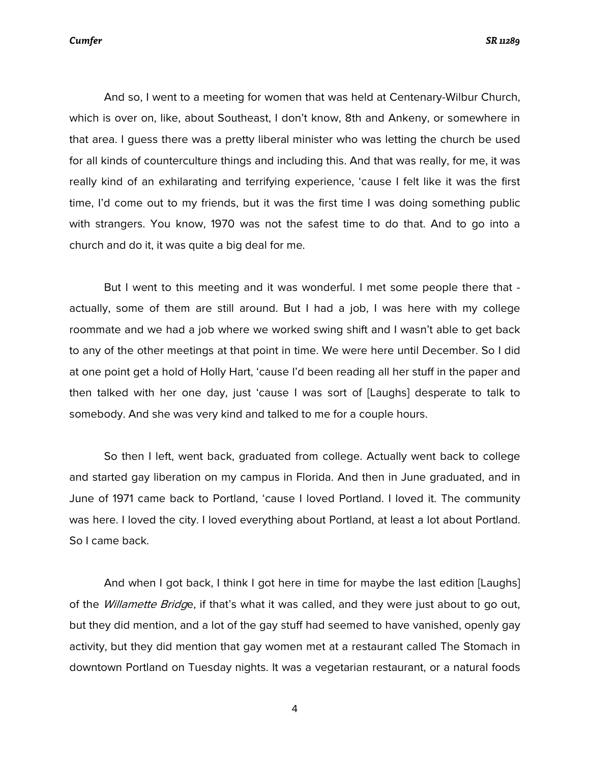And so, I went to a meeting for women that was held at Centenary-Wilbur Church, which is over on, like, about Southeast, I don't know, 8th and Ankeny, or somewhere in that area. I guess there was a pretty liberal minister who was letting the church be used for all kinds of counterculture things and including this. And that was really, for me, it was really kind of an exhilarating and terrifying experience, 'cause I felt like it was the first time, I'd come out to my friends, but it was the first time I was doing something public with strangers. You know, 1970 was not the safest time to do that. And to go into a church and do it, it was quite a big deal for me.

But I went to this meeting and it was wonderful. I met some people there that - actually, some of them are still around. But I had a job, I was here with my college roommate and we had a job where we worked swing shift and I wasn't able to get back to any of the other meetings at that point in time. We were here until December. So I did at one point get a hold of Holly Hart, 'cause I'd been reading all her stuff in the paper and then talked with her one day, just 'cause I was sort of [Laughs] desperate to talk to somebody. And she was very kind and talked to me for a couple hours.

So then I left, went back, graduated from college. Actually went back to college and started gay liberation on my campus in Florida. And then in June graduated, and in June of 1971 came back to Portland, 'cause I loved Portland. I loved it. The community was here. I loved the city. I loved everything about Portland, at least a lot about Portland. So I came back.

And when I got back, I think I got here in time for maybe the last edition [Laughs] of the *Willamette Bridge*, if that's what it was called, and they were just about to go out, but they did mention, and a lot of the gay stuff had seemed to have vanished, openly gay activity, but they did mention that gay women met at a restaurant called The Stomach in downtown Portland on Tuesday nights. It was a vegetarian restaurant, or a natural foods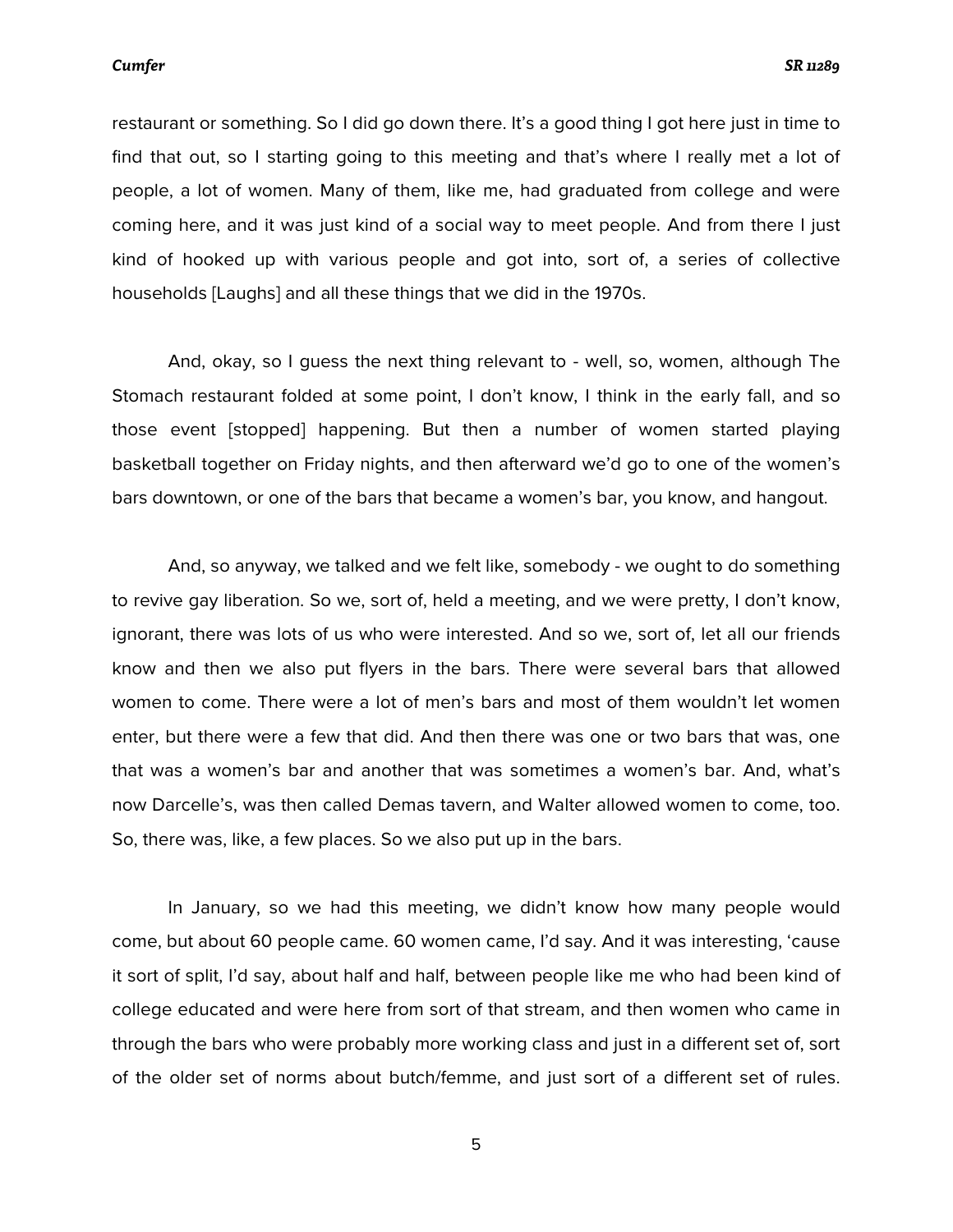restaurant or something. So I did go down there. It's a good thing I got here just in time to find that out, so I starting going to this meeting and that's where I really met a lot of people, a lot of women. Many of them, like me, had graduated from college and were coming here, and it was just kind of a social way to meet people. And from there I just kind of hooked up with various people and got into, sort of, a series of collective households [Laughs] and all these things that we did in the 1970s.

And, okay, so I guess the next thing relevant to - well, so, women, although The Stomach restaurant folded at some point, I don't know, I think in the early fall, and so those event [stopped] happening. But then a number of women started playing basketball together on Friday nights, and then afterward we'd go to one of the women's bars downtown, or one of the bars that became a women's bar, you know, and hangout.

And, so anyway, we talked and we felt like, somebody - we ought to do something to revive gay liberation. So we, sort of, held a meeting, and we were pretty, I don't know, ignorant, there was lots of us who were interested. And so we, sort of, let all our friends know and then we also put flyers in the bars. There were several bars that allowed women to come. There were a lot of men's bars and most of them wouldn't let women enter, but there were a few that did. And then there was one or two bars that was, one that was a women's bar and another that was sometimes a women's bar. And, what's now Darcelle's, was then called Demas tavern, and Walter allowed women to come, too. So, there was, like, a few places. So we also put up in the bars.

In January, so we had this meeting, we didn't know how many people would come, but about 60 people came. 60 women came, I'd say. And it was interesting, 'cause it sort of split, I'd say, about half and half, between people like me who had been kind of college educated and were here from sort of that stream, and then women who came in through the bars who were probably more working class and just in a different set of, sort of the older set of norms about butch/femme, and just sort of a different set of rules.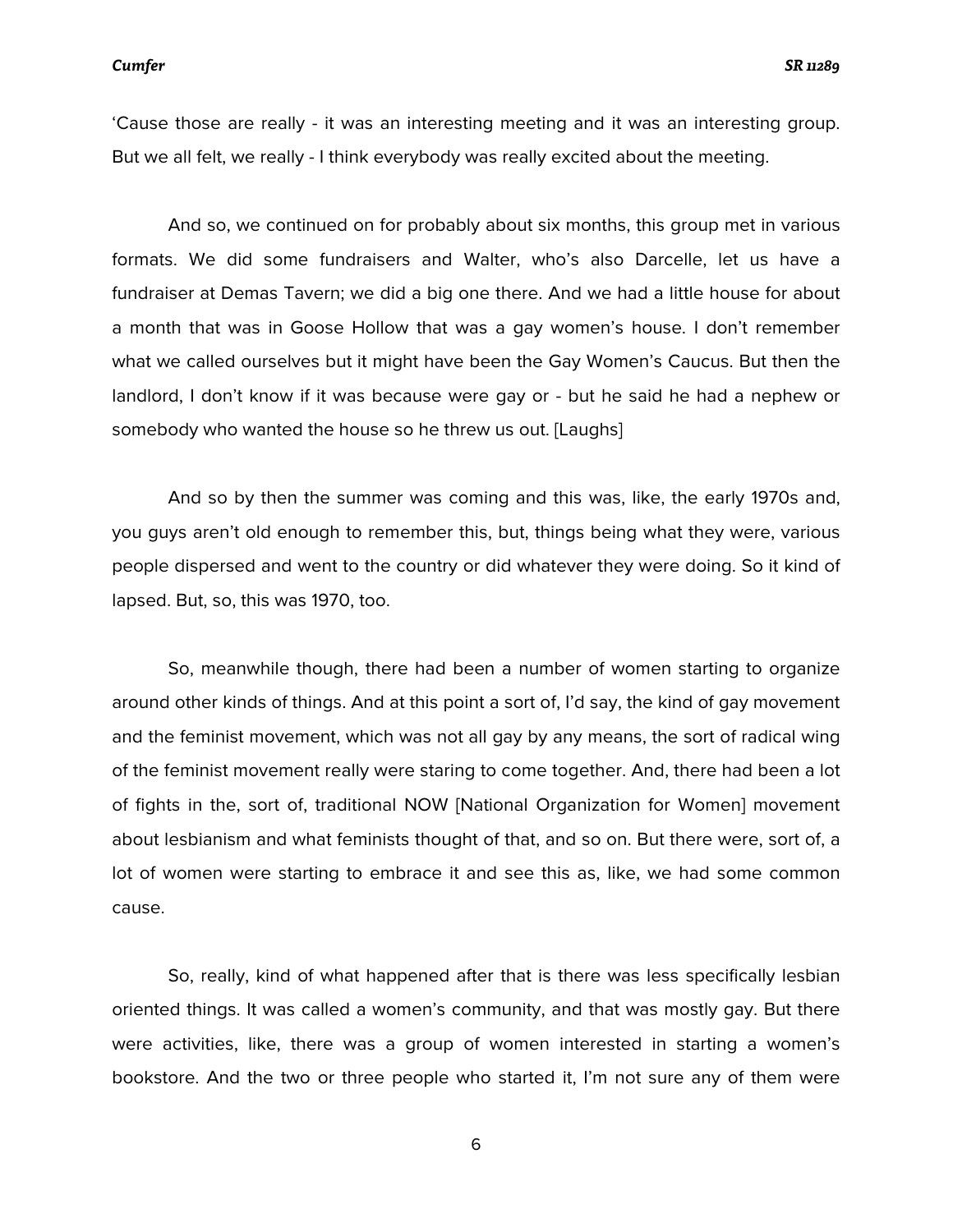'Cause those are really - it was an interesting meeting and it was an interesting group. But we all felt, we really - I think everybody was really excited about the meeting.

And so, we continued on for probably about six months, this group met in various formats. We did some fundraisers and Walter, who's also Darcelle, let us have a fundraiser at Demas Tavern; we did a big one there. And we had a little house for about a month that was in Goose Hollow that was a gay women's house. I don't remember what we called ourselves but it might have been the Gay Women's Caucus. But then the landlord, I don't know if it was because were gay or - but he said he had a nephew or somebody who wanted the house so he threw us out. [Laughs]

And so by then the summer was coming and this was, like, the early 1970s and, you guys aren't old enough to remember this, but, things being what they were, various people dispersed and went to the country or did whatever they were doing. So it kind of lapsed. But, so, this was 1970, too.

So, meanwhile though, there had been a number of women starting to organize around other kinds of things. And at this point a sort of, I'd say, the kind of gay movement and the feminist movement, which was not all gay by any means, the sort of radical wing of the feminist movement really were staring to come together. And, there had been a lot of fights in the, sort of, traditional NOW [National Organization for Women] movement about lesbianism and what feminists thought of that, and so on. But there were, sort of, a lot of women were starting to embrace it and see this as, like, we had some common cause.

So, really, kind of what happened after that is there was less specifically lesbian oriented things. It was called a women's community, and that was mostly gay. But there were activities, like, there was a group of women interested in starting a women's bookstore. And the two or three people who started it, I'm not sure any of them were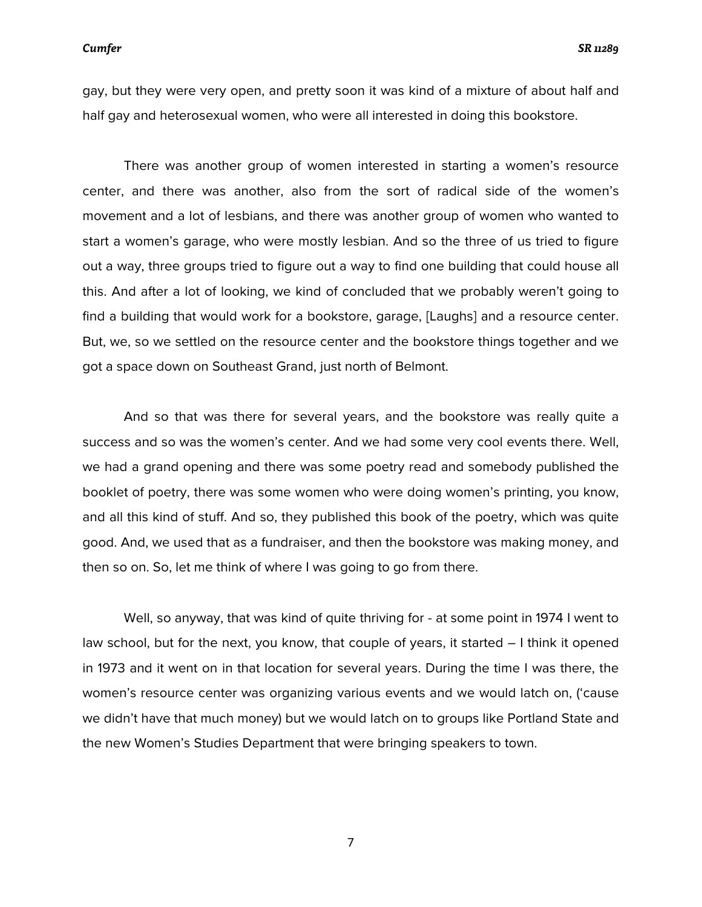gay, but they were very open, and pretty soon it was kind of a mixture of about half and half gay and heterosexual women, who were all interested in doing this bookstore.

There was another group of women interested in starting a women's resource center, and there was another, also from the sort of radical side of the women's movement and a lot of lesbians, and there was another group of women who wanted to start a women's garage, who were mostly lesbian. And so the three of us tried to figure out a way, three groups tried to figure out a way to find one building that could house all this. And after a lot of looking, we kind of concluded that we probably weren't going to find a building that would work for a bookstore, garage, [Laughs] and a resource center. But, we, so we settled on the resource center and the bookstore things together and we got a space down on Southeast Grand, just north of Belmont.

And so that was there for several years, and the bookstore was really quite a success and so was the women's center. And we had some very cool events there. Well, we had a grand opening and there was some poetry read and somebody published the booklet of poetry, there was some women who were doing women's printing, you know, and all this kind of stuff. And so, they published this book of the poetry, which was quite good. And, we used that as a fundraiser, and then the bookstore was making money, and then so on. So, let me think of where I was going to go from there.

Well, so anyway, that was kind of quite thriving for - at some point in 1974 I went to law school, but for the next, you know, that couple of years, it started – I think it opened in 1973 and it went on in that location for several years. During the time I was there, the women's resource center was organizing various events and we would latch on, ('cause we didn't have that much money) but we would latch on to groups like Portland State and the new Women's Studies Department that were bringing speakers to town.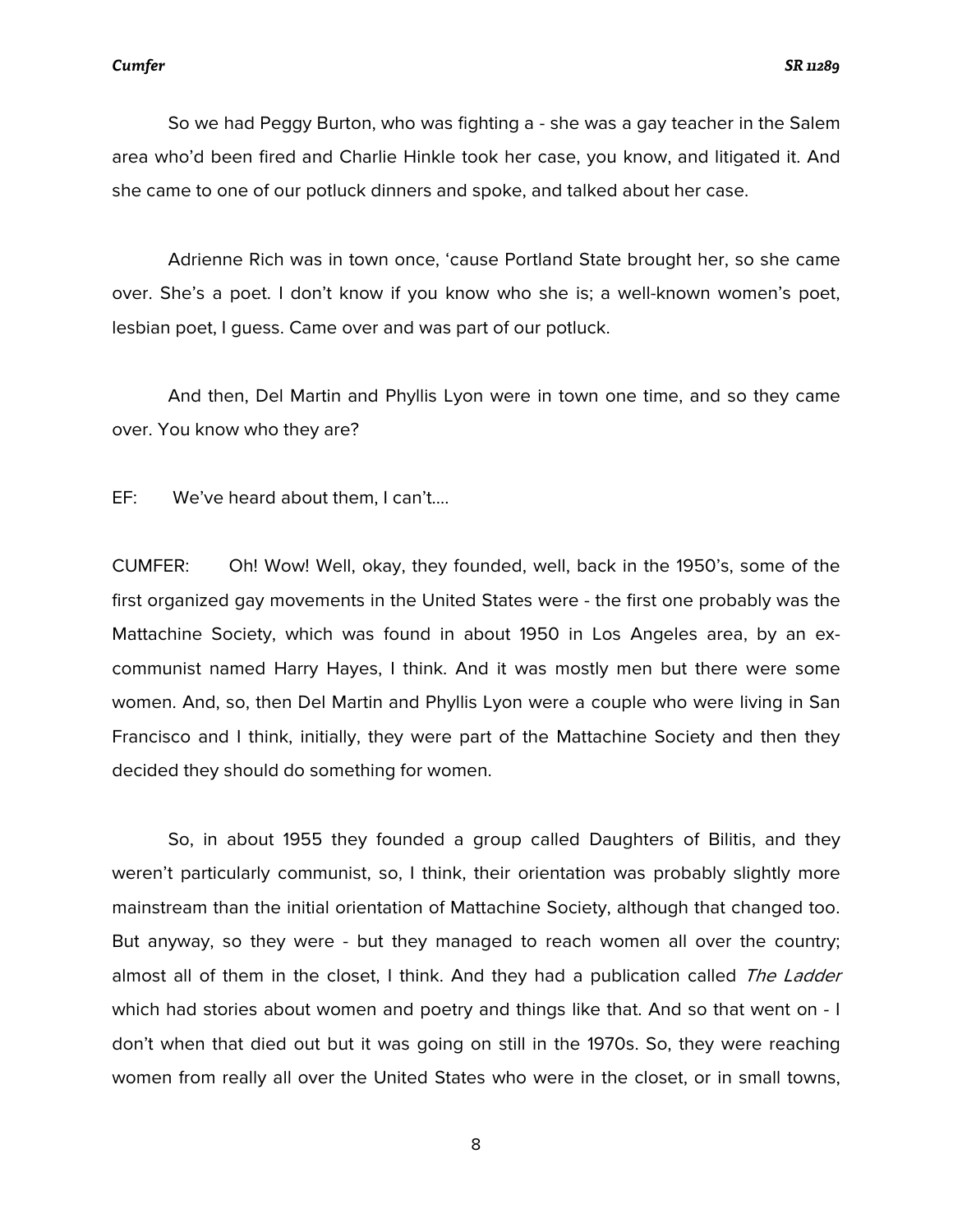So we had Peggy Burton, who was fighting a - she was a gay teacher in the Salem area who'd been fired and Charlie Hinkle took her case, you know, and litigated it. And she came to one of our potluck dinners and spoke, and talked about her case.

Adrienne Rich was in town once, 'cause Portland State brought her, so she came over. She's a poet. I don't know if you know who she is; a well-known women's poet, lesbian poet, I guess. Came over and was part of our potluck.

And then, Del Martin and Phyllis Lyon were in town one time, and so they came over. You know who they are?

EF: We've heard about them, I can't....

CUMFER: Oh! Wow! Well, okay, they founded, well, back in the 1950's, some of the first organized gay movements in the United States were - the first one probably was the Mattachine Society, which was found in about 1950 in Los Angeles area, by an ex-communist named Harry Hayes, I think. And it was mostly men but there were some women. And, so, then Del Martin and Phyllis Lyon were a couple who were living in San Francisco and I think, initially, they were part of the Mattachine Society and then they decided they should do something for women.

So, in about 1955 they founded a group called Daughters of Bilitis, and they weren't particularly communist, so, I think, their orientation was probably slightly more mainstream than the initial orientation of Mattachine Society, although that changed too. But anyway, so they were - but they managed to reach women all over the country; almost all of them in the closet, I think. And they had a publication called *The Ladder* which had stories about women and poetry and things like that. And so that went on - I don't when that died out but it was going on still in the 1970s. So, they were reaching women from really all over the United States who were in the closet, or in small towns,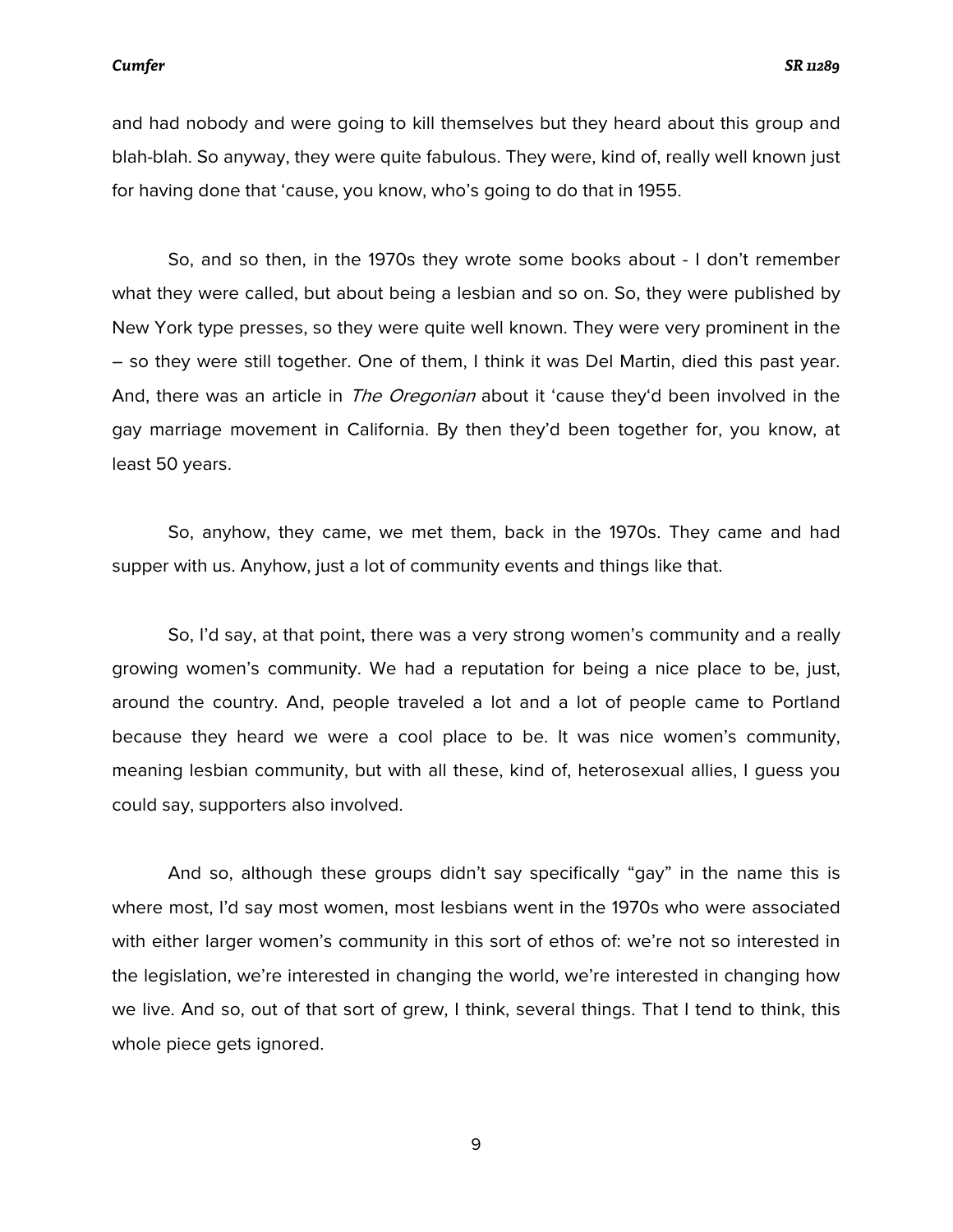and had nobody and were going to kill themselves but they heard about this group and blah-blah. So anyway, they were quite fabulous. They were, kind of, really well known just for having done that 'cause, you know, who's going to do that in 1955.

So, and so then, in the 1970s they wrote some books about - I don't remember what they were called, but about being a lesbian and so on. So, they were published by New York type presses, so they were quite well known. They were very prominent in the – so they were still together. One of them, I think it was Del Martin, died this past year. And, there was an article in *The Oregonian* about it 'cause they'd been involved in the gay marriage movement in California. By then they'd been together for, you know, at least 50 years.

So, anyhow, they came, we met them, back in the 1970s. They came and had supper with us. Anyhow, just a lot of community events and things like that.

So, I'd say, at that point, there was a very strong women's community and a really growing women's community. We had a reputation for being a nice place to be, just, around the country. And, people traveled a lot and a lot of people came to Portland because they heard we were a cool place to be. It was nice women's community, meaning lesbian community, but with all these, kind of, heterosexual allies, I guess you could say, supporters also involved.

And so, although these groups didn't say specifically "gay" in the name this is where most, I'd say most women, most lesbians went in the 1970s who were associated with either larger women's community in this sort of ethos of: we're not so interested in the legislation, we're interested in changing the world, we're interested in changing how we live. And so, out of that sort of grew, I think, several things. That I tend to think, this whole piece gets ignored.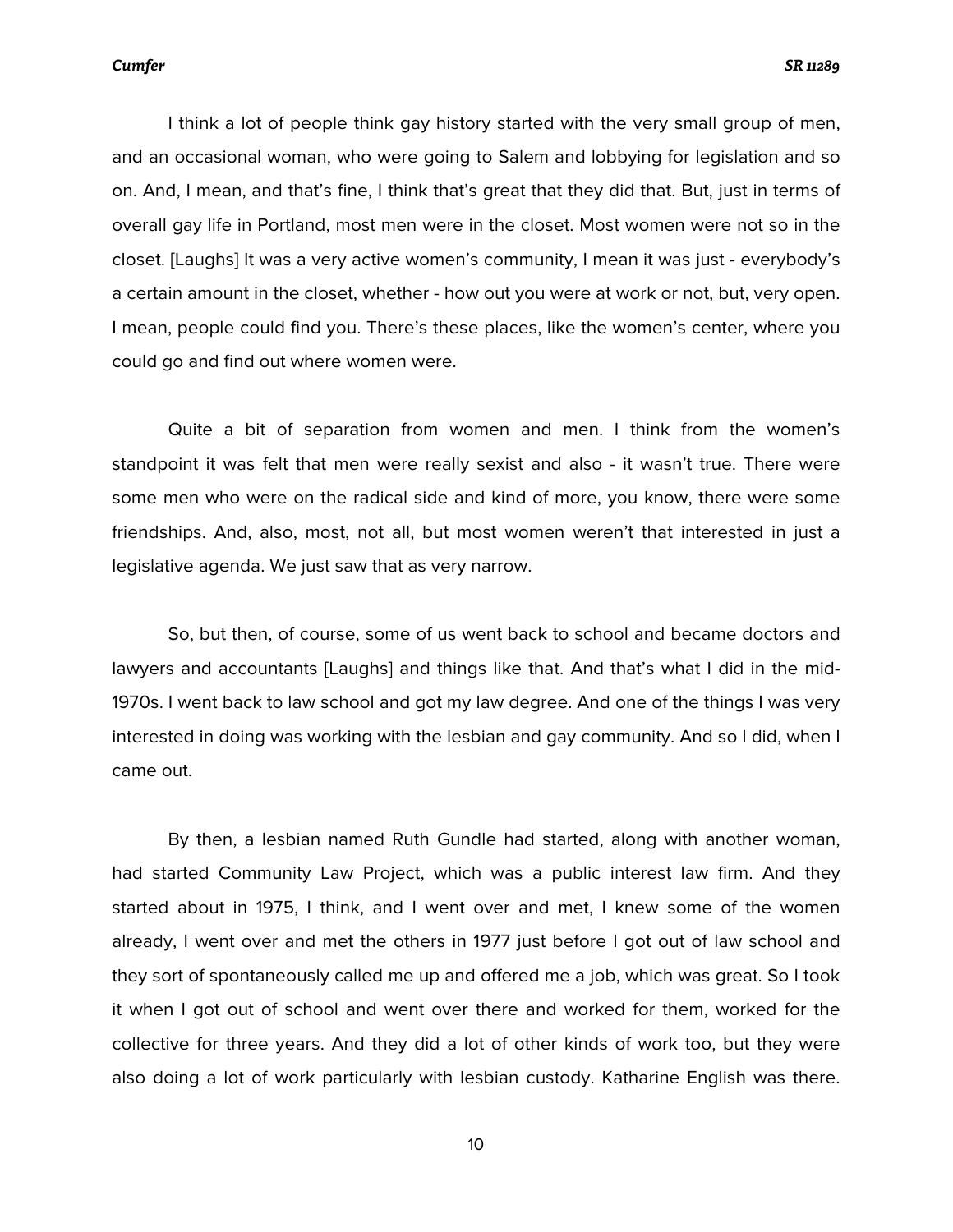I think a lot of people think gay history started with the very small group of men, and an occasional woman, who were going to Salem and lobbying for legislation and so on. And, I mean, and that's fine, I think that's great that they did that. But, just in terms of overall gay life in Portland, most men were in the closet. Most women were not so in the closet. [Laughs] It was a very active women's community, I mean it was just - everybody's a certain amount in the closet, whether - how out you were at work or not, but, very open. I mean, people could find you. There's these places, like the women's center, where you could go and find out where women were.

Quite a bit of separation from women and men. I think from the women's standpoint it was felt that men were really sexist and also - it wasn't true. There were some men who were on the radical side and kind of more, you know, there were some friendships. And, also, most, not all, but most women weren't that interested in just a legislative agenda. We just saw that as very narrow.

So, but then, of course, some of us went back to school and became doctors and lawyers and accountants [Laughs] and things like that. And that's what I did in the mid-1970s. I went back to law school and got my law degree. And one of the things I was very interested in doing was working with the lesbian and gay community. And so I did, when I came out.

By then, a lesbian named Ruth Gundle had started, along with another woman, had started Community Law Project, which was a public interest law firm. And they started about in 1975, I think, and I went over and met, I knew some of the women already, I went over and met the others in 1977 just before I got out of law school and they sort of spontaneously called me up and offered me a job, which was great. So I took it when I got out of school and went over there and worked for them, worked for the collective for three years. And they did a lot of other kinds of work too, but they were also doing a lot of work particularly with lesbian custody. Katharine English was there.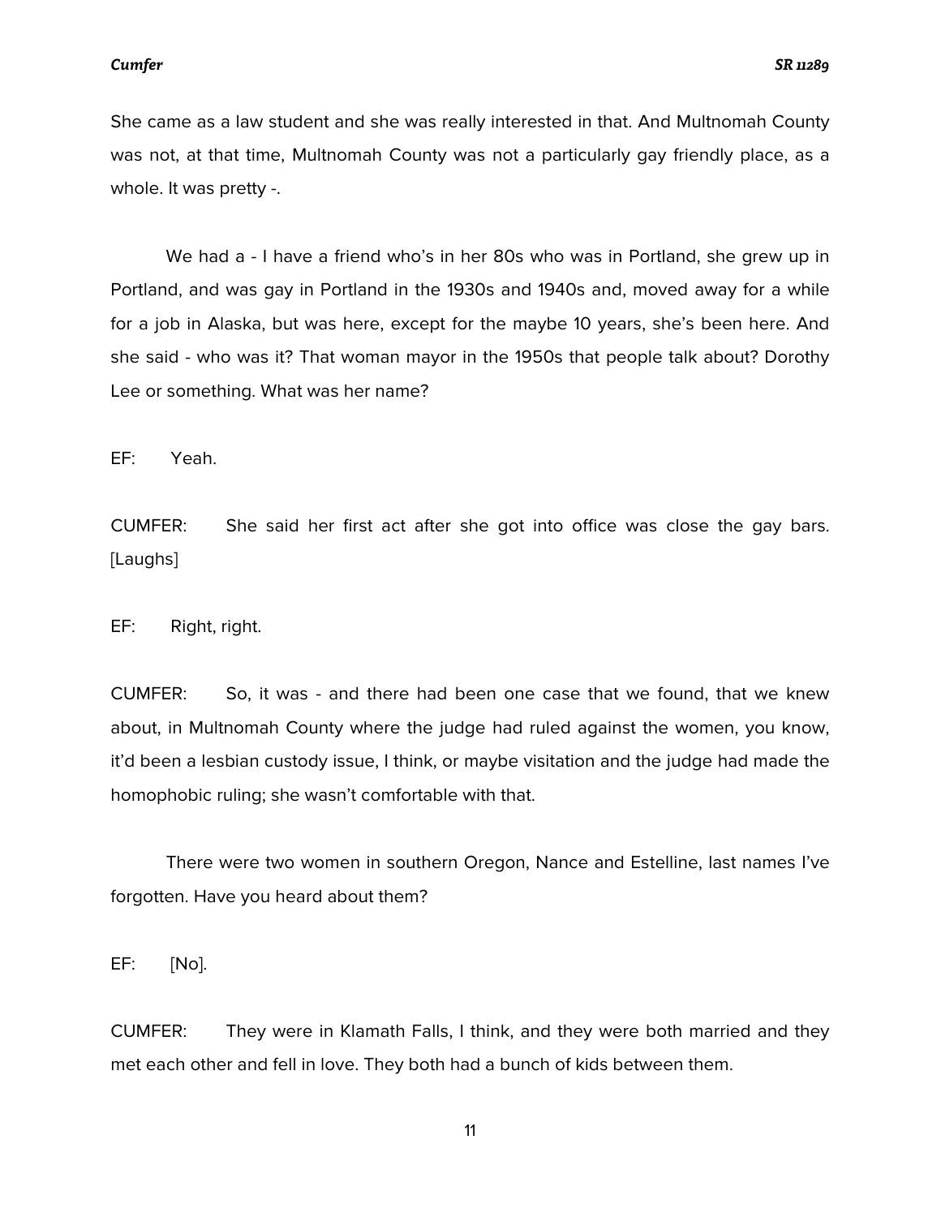She came as a law student and she was really interested in that. And Multnomah County was not, at that time, Multnomah County was not a particularly gay friendly place, as a whole. It was pretty -.

We had a - I have a friend who's in her 80s who was in Portland, she grew up in Portland, and was gay in Portland in the 1930s and 1940s and, moved away for a while for a job in Alaska, but was here, except for the maybe 10 years, she's been here. And she said - who was it? That woman mayor in the 1950s that people talk about? Dorothy Lee or something. What was her name?

EF: Yeah.

CUMFER: She said her first act after she got into office was close the gay bars. [Laughs]

EF: Right, right.

CUMFER: So, it was - and there had been one case that we found, that we knew about, in Multnomah County where the judge had ruled against the women, you know, it'd been a lesbian custody issue, I think, or maybe visitation and the judge had made the homophobic ruling; she wasn't comfortable with that.

There were two women in southern Oregon, Nance and Estelline, last names I've forgotten. Have you heard about them?

EF: [No].

CUMFER: They were in Klamath Falls, I think, and they were both married and they met each other and fell in love. They both had a bunch of kids between them.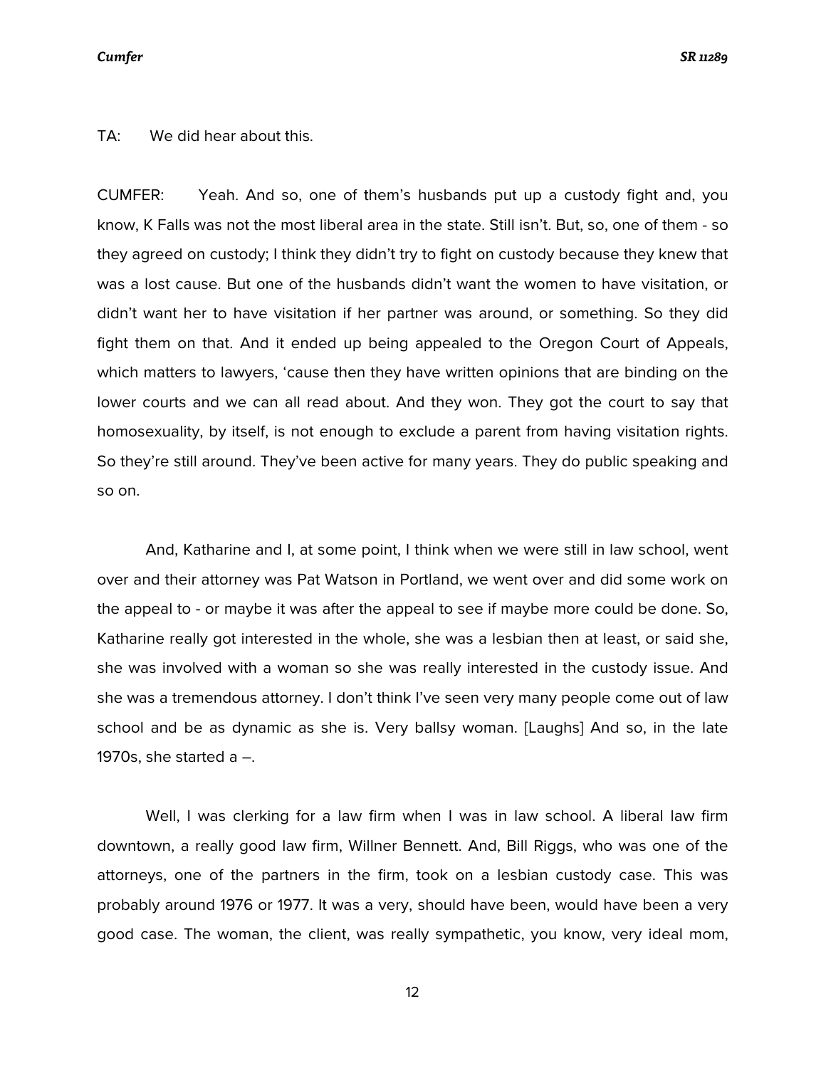TA: We did hear about this.

CUMFER: Yeah. And so, one of them's husbands put up a custody fight and, you know, K Falls was not the most liberal area in the state. Still isn't. But, so, one of them - so they agreed on custody; I think they didn't try to fight on custody because they knew that was a lost cause. But one of the husbands didn't want the women to have visitation, or didn't want her to have visitation if her partner was around, or something. So they did fight them on that. And it ended up being appealed to the Oregon Court of Appeals, which matters to lawyers, 'cause then they have written opinions that are binding on the lower courts and we can all read about. And they won. They got the court to say that homosexuality, by itself, is not enough to exclude a parent from having visitation rights. So they're still around. They've been active for many years. They do public speaking and so on.

And, Katharine and I, at some point, I think when we were still in law school, went over and their attorney was Pat Watson in Portland, we went over and did some work on the appeal to - or maybe it was after the appeal to see if maybe more could be done. So, Katharine really got interested in the whole, she was a lesbian then at least, or said she, she was involved with a woman so she was really interested in the custody issue. And she was a tremendous attorney. I don't think I've seen very many people come out of law school and be as dynamic as she is. Very ballsy woman. [Laughs] And so, in the late 1970s, she started a –.

Well, I was clerking for a law firm when I was in law school. A liberal law firm downtown, a really good law firm, Willner Bennett. And, Bill Riggs, who was one of the attorneys, one of the partners in the firm, took on a lesbian custody case. This was probably around 1976 or 1977. It was a very, should have been, would have been a very good case. The woman, the client, was really sympathetic, you know, very ideal mom,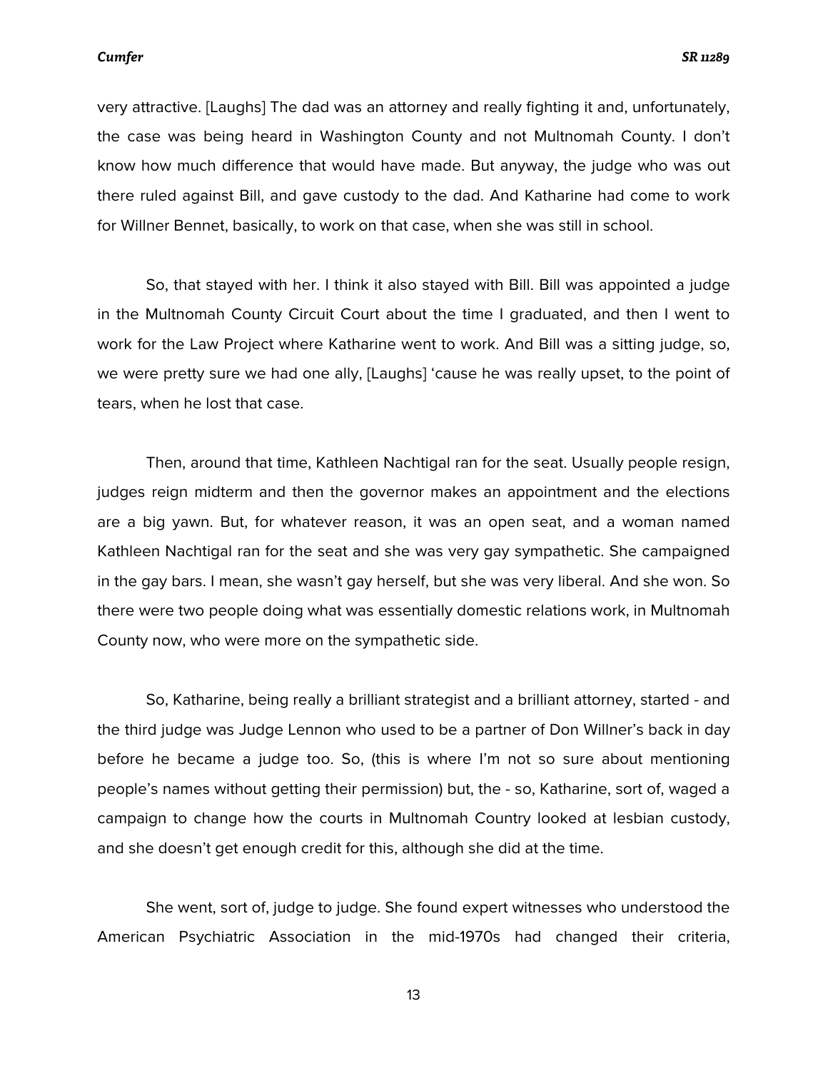very attractive. [Laughs] The dad was an attorney and really fighting it and, unfortunately, the case was being heard in Washington County and not Multnomah County. I don't know how much difference that would have made. But anyway, the judge who was out there ruled against Bill, and gave custody to the dad. And Katharine had come to work for Willner Bennet, basically, to work on that case, when she was still in school.

So, that stayed with her. I think it also stayed with Bill. Bill was appointed a judge in the Multnomah County Circuit Court about the time I graduated, and then I went to work for the Law Project where Katharine went to work. And Bill was a sitting judge, so, we were pretty sure we had one ally, [Laughs] 'cause he was really upset, to the point of tears, when he lost that case.

Then, around that time, Kathleen Nachtigal ran for the seat. Usually people resign, judges reign midterm and then the governor makes an appointment and the elections are a big yawn. But, for whatever reason, it was an open seat, and a woman named Kathleen Nachtigal ran for the seat and she was very gay sympathetic. She campaigned in the gay bars. I mean, she wasn't gay herself, but she was very liberal. And she won. So there were two people doing what was essentially domestic relations work, in Multnomah County now, who were more on the sympathetic side.

So, Katharine, being really a brilliant strategist and a brilliant attorney, started - and the third judge was Judge Lennon who used to be a partner of Don Willner's back in day before he became a judge too. So, (this is where I'm not so sure about mentioning people's names without getting their permission) but, the - so, Katharine, sort of, waged a campaign to change how the courts in Multnomah Country looked at lesbian custody, and she doesn't get enough credit for this, although she did at the time.

She went, sort of, judge to judge. She found expert witnesses who understood the American Psychiatric Association in the mid-1970s had changed their criteria,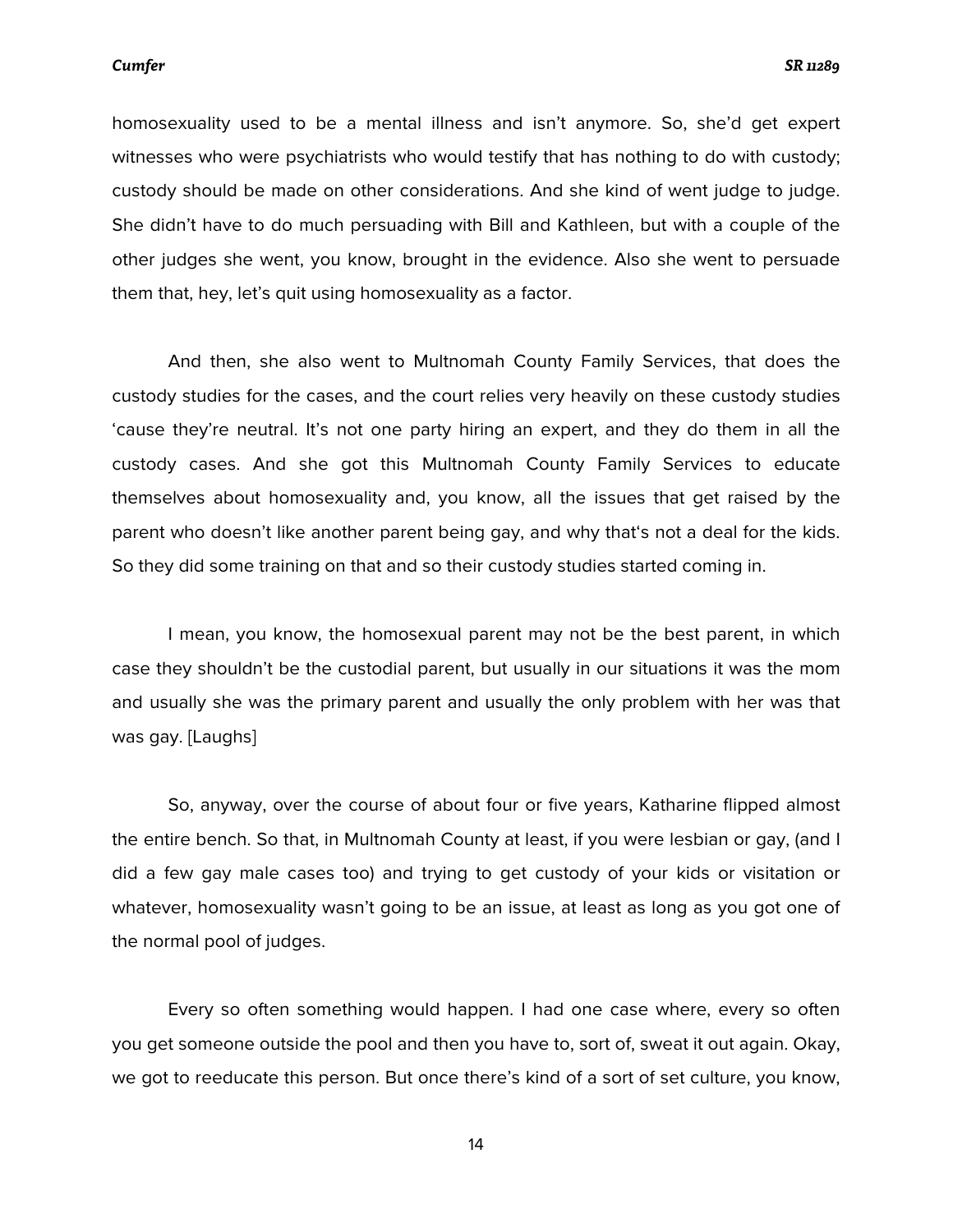homosexuality used to be a mental illness and isn't anymore. So, she'd get expert witnesses who were psychiatrists who would testify that has nothing to do with custody; custody should be made on other considerations. And she kind of went judge to judge. She didn't have to do much persuading with Bill and Kathleen, but with a couple of the other judges she went, you know, brought in the evidence. Also she went to persuade them that, hey, let's quit using homosexuality as a factor.

And then, she also went to Multnomah County Family Services, that does the custody studies for the cases, and the court relies very heavily on these custody studies 'cause they're neutral. It's not one party hiring an expert, and they do them in all the custody cases. And she got this Multnomah County Family Services to educate themselves about homosexuality and, you know, all the issues that get raised by the parent who doesn't like another parent being gay, and why that's not a deal for the kids. So they did some training on that and so their custody studies started coming in.

I mean, you know, the homosexual parent may not be the best parent, in which case they shouldn't be the custodial parent, but usually in our situations it was the mom and usually she was the primary parent and usually the only problem with her was that was gay. [Laughs]

So, anyway, over the course of about four or five years, Katharine flipped almost the entire bench. So that, in Multnomah County at least, if you were lesbian or gay, (and I did a few gay male cases too) and trying to get custody of your kids or visitation or whatever, homosexuality wasn't going to be an issue, at least as long as you got one of the normal pool of judges.

Every so often something would happen. I had one case where, every so often you get someone outside the pool and then you have to, sort of, sweat it out again. Okay, we got to reeducate this person. But once there's kind of a sort of set culture, you know,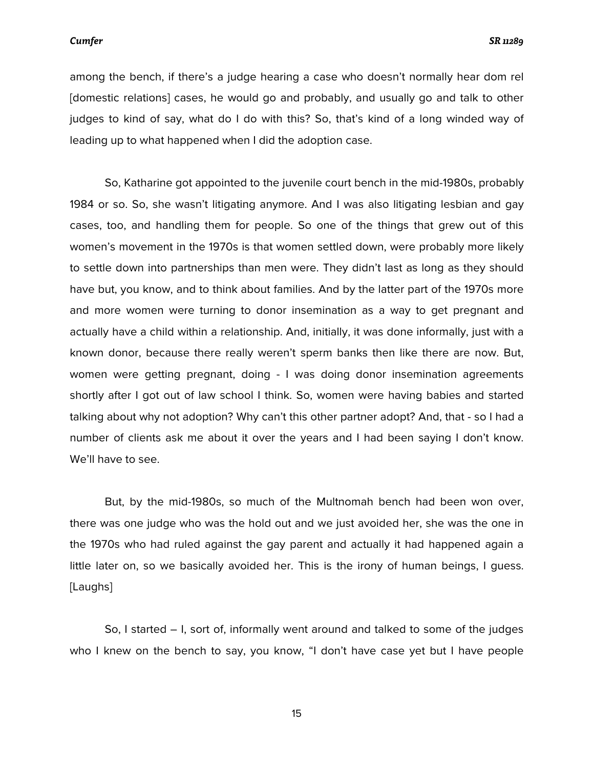among the bench, if there's a judge hearing a case who doesn't normally hear dom rel [domestic relations] cases, he would go and probably, and usually go and talk to other judges to kind of say, what do I do with this? So, that's kind of a long winded way of leading up to what happened when I did the adoption case.

So, Katharine got appointed to the juvenile court bench in the mid-1980s, probably 1984 or so. So, she wasn't litigating anymore. And I was also litigating lesbian and gay cases, too, and handling them for people. So one of the things that grew out of this women's movement in the 1970s is that women settled down, were probably more likely to settle down into partnerships than men were. They didn't last as long as they should have but, you know, and to think about families. And by the latter part of the 1970s more and more women were turning to donor insemination as a way to get pregnant and actually have a child within a relationship. And, initially, it was done informally, just with a known donor, because there really weren't sperm banks then like there are now. But, women were getting pregnant, doing - I was doing donor insemination agreements shortly after I got out of law school I think. So, women were having babies and started talking about why not adoption? Why can't this other partner adopt? And, that - so I had a number of clients ask me about it over the years and I had been saying I don't know. We'll have to see.

But, by the mid-1980s, so much of the Multnomah bench had been won over, there was one judge who was the hold out and we just avoided her, she was the one in the 1970s who had ruled against the gay parent and actually it had happened again a little later on, so we basically avoided her. This is the irony of human beings, I guess. [Laughs]

So, I started – I, sort of, informally went around and talked to some of the judges who I knew on the bench to say, you know, "I don't have case yet but I have people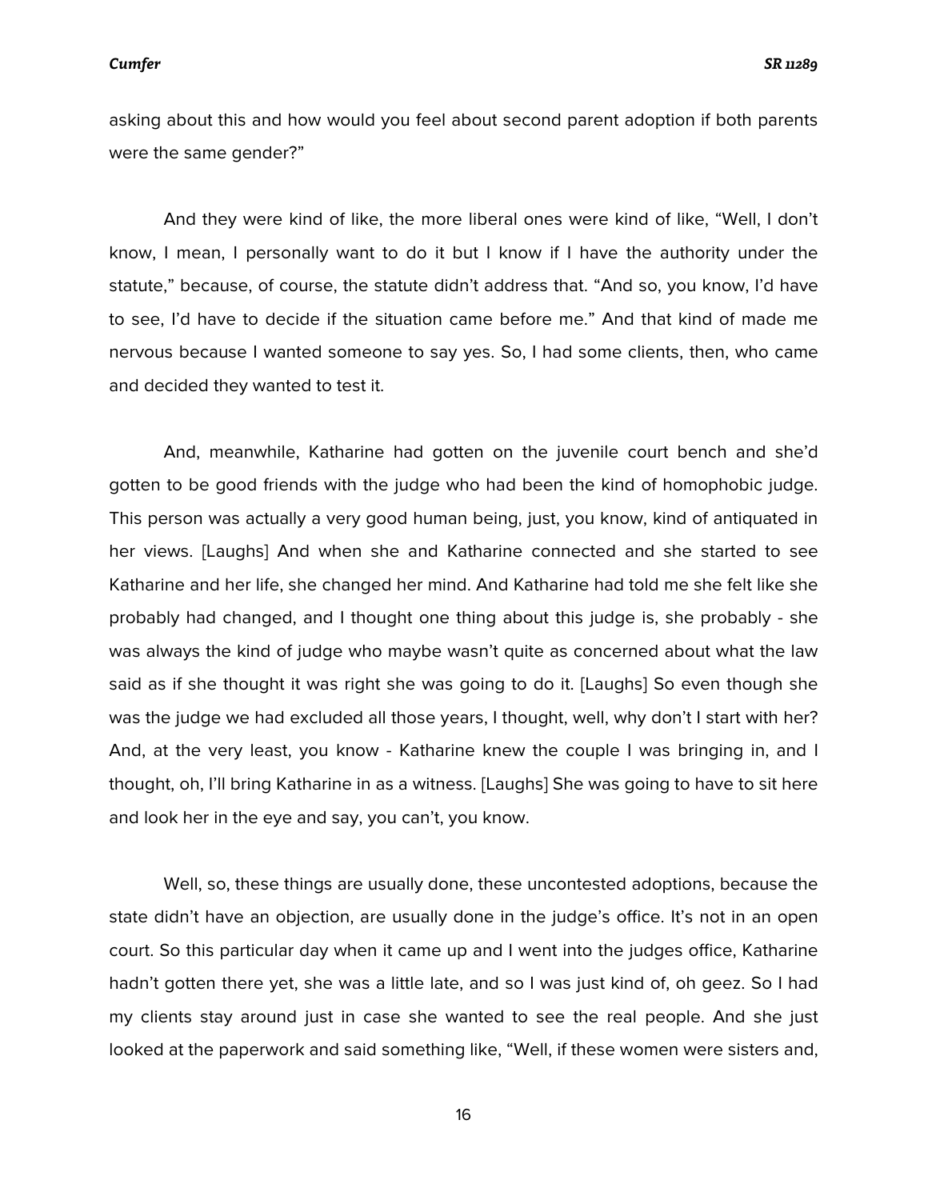asking about this and how would you feel about second parent adoption if both parents were the same gender?"

And they were kind of like, the more liberal ones were kind of like, "Well, I don't know, I mean, I personally want to do it but I know if I have the authority under the statute," because, of course, the statute didn't address that. "And so, you know, I'd have to see, I'd have to decide if the situation came before me." And that kind of made me nervous because I wanted someone to say yes. So, I had some clients, then, who came and decided they wanted to test it.

And, meanwhile, Katharine had gotten on the juvenile court bench and she'd gotten to be good friends with the judge who had been the kind of homophobic judge. This person was actually a very good human being, just, you know, kind of antiquated in her views. [Laughs] And when she and Katharine connected and she started to see Katharine and her life, she changed her mind. And Katharine had told me she felt like she probably had changed, and I thought one thing about this judge is, she probably - she was always the kind of judge who maybe wasn't quite as concerned about what the law said as if she thought it was right she was going to do it. [Laughs] So even though she was the judge we had excluded all those years, I thought, well, why don't I start with her? And, at the very least, you know - Katharine knew the couple I was bringing in, and I thought, oh, I'll bring Katharine in as a witness. [Laughs] She was going to have to sit here and look her in the eye and say, you can't, you know.

Well, so, these things are usually done, these uncontested adoptions, because the state didn't have an objection, are usually done in the judge's office. It's not in an open court. So this particular day when it came up and I went into the judges office, Katharine hadn't gotten there yet, she was a little late, and so I was just kind of, oh geez. So I had my clients stay around just in case she wanted to see the real people. And she just looked at the paperwork and said something like, "Well, if these women were sisters and,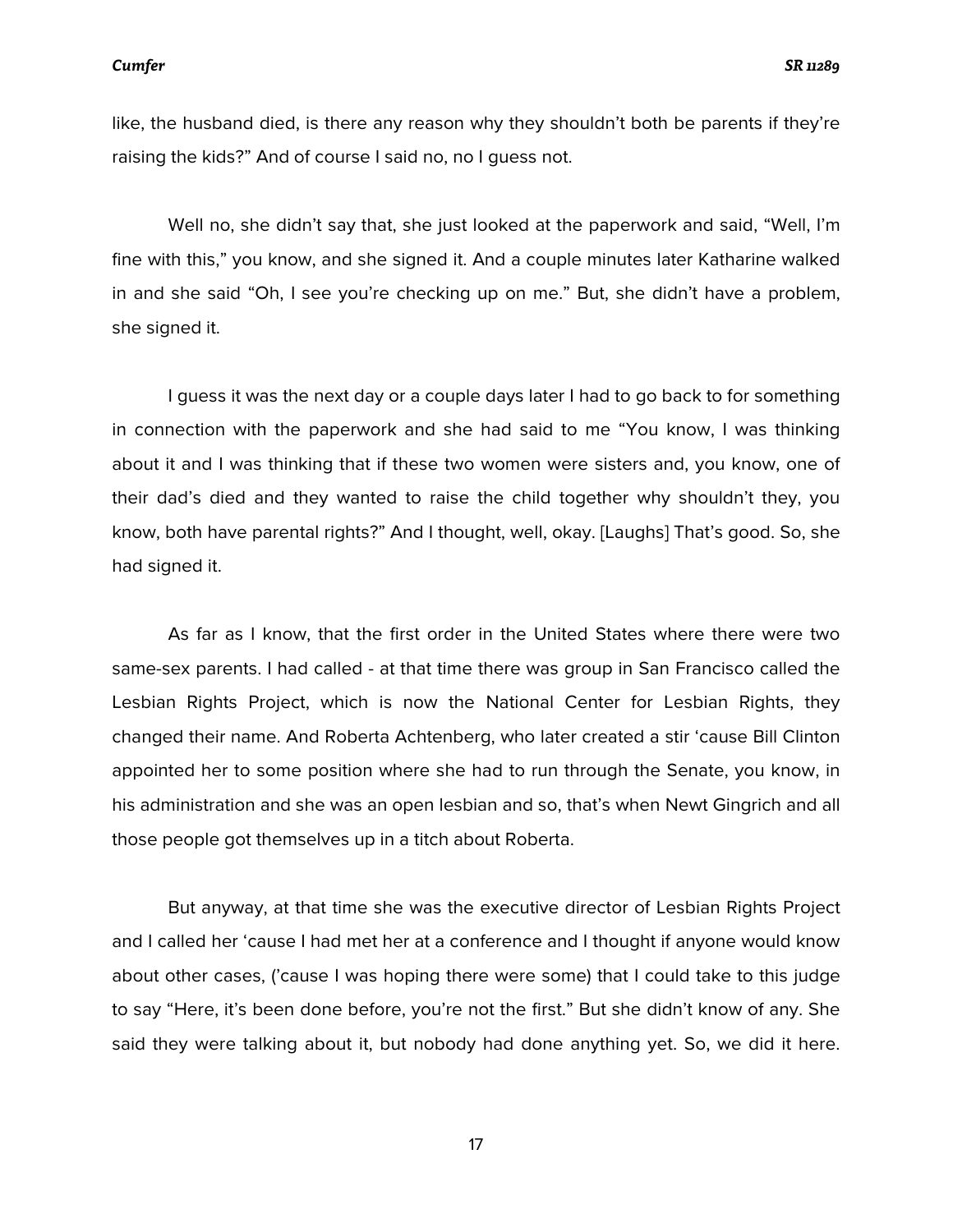like, the husband died, is there any reason why they shouldn't both be parents if they're raising the kids?" And of course I said no, no I guess not.

Well no, she didn't say that, she just looked at the paperwork and said, "Well, I'm fine with this," you know, and she signed it. And a couple minutes later Katharine walked in and she said "Oh, I see you're checking up on me." But, she didn't have a problem, she signed it.

I guess it was the next day or a couple days later I had to go back to for something in connection with the paperwork and she had said to me "You know, I was thinking about it and I was thinking that if these two women were sisters and, you know, one of their dad's died and they wanted to raise the child together why shouldn't they, you know, both have parental rights?" And I thought, well, okay. [Laughs] That's good. So, she had signed it.

As far as I know, that the first order in the United States where there were two same-sex parents. I had called - at that time there was group in San Francisco called the Lesbian Rights Project, which is now the National Center for Lesbian Rights, they changed their name. And Roberta Achtenberg, who later created a stir 'cause Bill Clinton appointed her to some position where she had to run through the Senate, you know, in his administration and she was an open lesbian and so, that's when Newt Gingrich and all those people got themselves up in a titch about Roberta.

But anyway, at that time she was the executive director of Lesbian Rights Project and I called her 'cause I had met her at a conference and I thought if anyone would know about other cases, ('cause I was hoping there were some) that I could take to this judge to say "Here, it's been done before, you're not the first." But she didn't know of any. She said they were talking about it, but nobody had done anything yet. So, we did it here.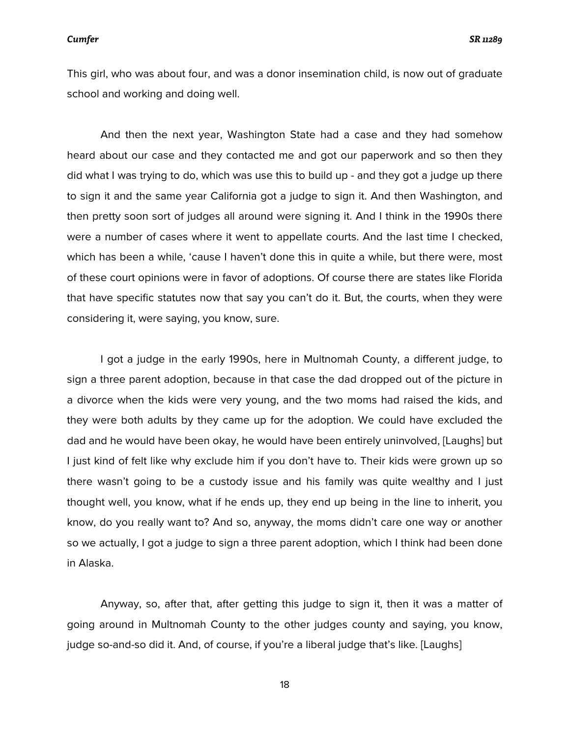This girl, who was about four, and was a donor insemination child, is now out of graduate school and working and doing well.

And then the next year, Washington State had a case and they had somehow heard about our case and they contacted me and got our paperwork and so then they did what I was trying to do, which was use this to build up - and they got a judge up there to sign it and the same year California got a judge to sign it. And then Washington, and then pretty soon sort of judges all around were signing it. And I think in the 1990s there were a number of cases where it went to appellate courts. And the last time I checked, which has been a while, 'cause I haven't done this in quite a while, but there were, most of these court opinions were in favor of adoptions. Of course there are states like Florida that have specific statutes now that say you can't do it. But, the courts, when they were considering it, were saying, you know, sure.

I got a judge in the early 1990s, here in Multnomah County, a different judge, to sign a three parent adoption, because in that case the dad dropped out of the picture in a divorce when the kids were very young, and the two moms had raised the kids, and they were both adults by they came up for the adoption. We could have excluded the dad and he would have been okay, he would have been entirely uninvolved, [Laughs] but I just kind of felt like why exclude him if you don't have to. Their kids were grown up so there wasn't going to be a custody issue and his family was quite wealthy and I just thought well, you know, what if he ends up, they end up being in the line to inherit, you know, do you really want to? And so, anyway, the moms didn't care one way or another so we actually, I got a judge to sign a three parent adoption, which I think had been done in Alaska.

Anyway, so, after that, after getting this judge to sign it, then it was a matter of going around in Multnomah County to the other judges county and saying, you know, judge so-and-so did it. And, of course, if you're a liberal judge that's like. [Laughs]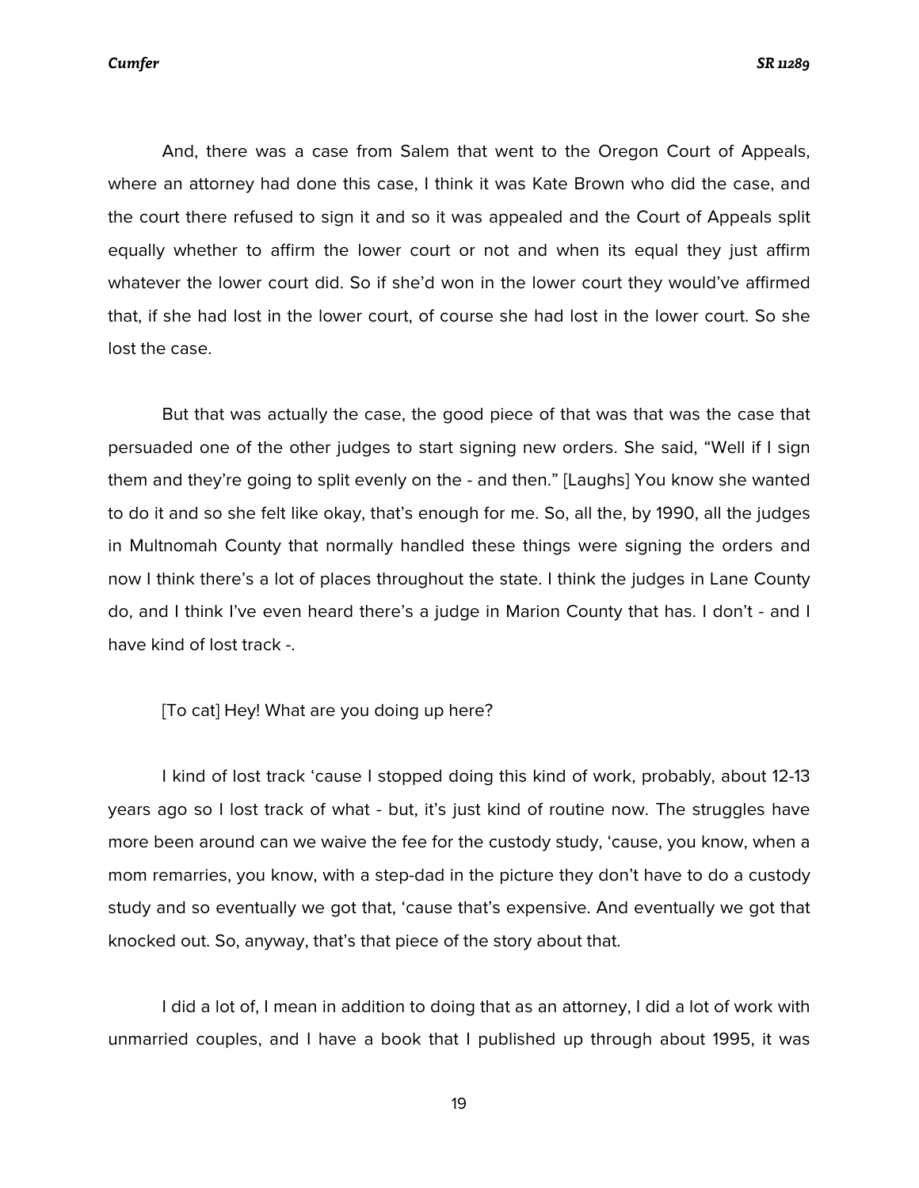And, there was a case from Salem that went to the Oregon Court of Appeals, where an attorney had done this case, I think it was Kate Brown who did the case, and the court there refused to sign it and so it was appealed and the Court of Appeals split equally whether to affirm the lower court or not and when its equal they just affirm whatever the lower court did. So if she'd won in the lower court they would've affirmed that, if she had lost in the lower court, of course she had lost in the lower court. So she lost the case.

But that was actually the case, the good piece of that was that was the case that persuaded one of the other judges to start signing new orders. She said, "Well if I sign them and they're going to split evenly on the - and then." [Laughs] You know she wanted to do it and so she felt like okay, that's enough for me. So, all the, by 1990, all the judges in Multnomah County that normally handled these things were signing the orders and now I think there's a lot of places throughout the state. I think the judges in Lane County do, and I think I've even heard there's a judge in Marion County that has. I don't - and I have kind of lost track -.

[To cat] Hey! What are you doing up here?

I kind of lost track 'cause I stopped doing this kind of work, probably, about 12-13 years ago so I lost track of what - but, it's just kind of routine now. The struggles have more been around can we waive the fee for the custody study, 'cause, you know, when a mom remarries, you know, with a step-dad in the picture they don't have to do a custody study and so eventually we got that, 'cause that's expensive. And eventually we got that knocked out. So, anyway, that's that piece of the story about that.

I did a lot of, I mean in addition to doing that as an attorney, I did a lot of work with unmarried couples, and I have a book that I published up through about 1995, it was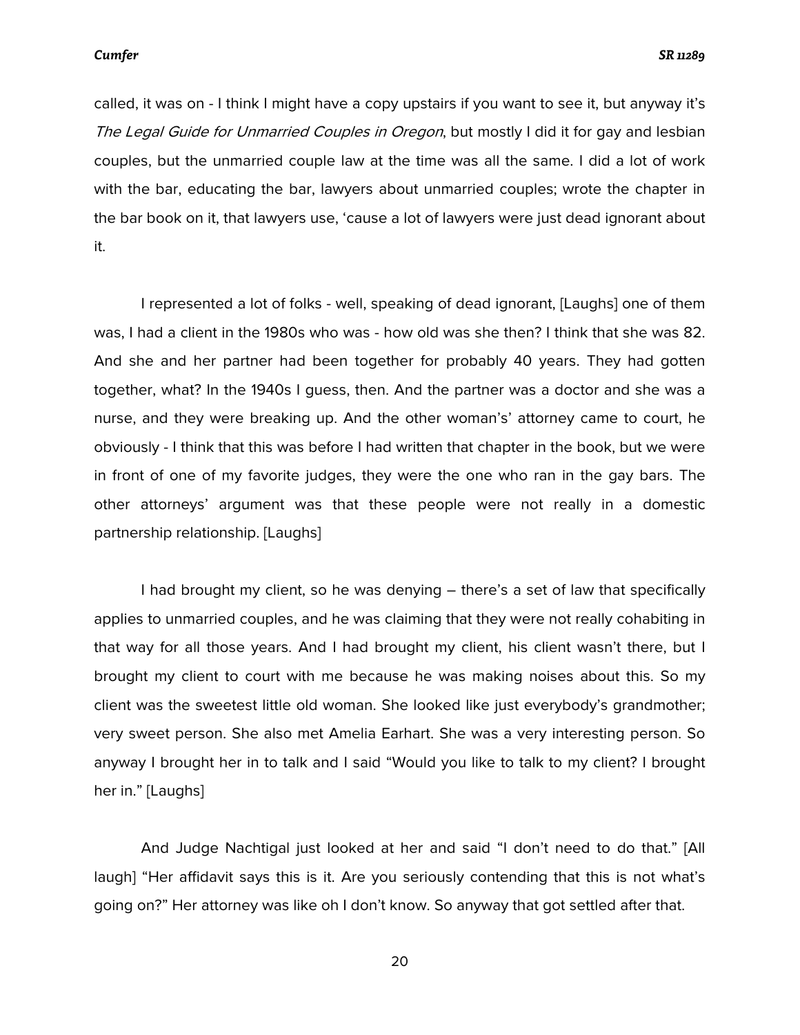called, it was on - I think I might have a copy upstairs if you want to see it, but anyway it's *The Legal Guide for Unmarried Couples in Oregon*, but mostly I did it for gay and lesbian couples, but the unmarried couple law at the time was all the same. I did a lot of work with the bar, educating the bar, lawyers about unmarried couples; wrote the chapter in the bar book on it, that lawyers use, 'cause a lot of lawyers were just dead ignorant about it.

I represented a lot of folks - well, speaking of dead ignorant, [Laughs] one of them was, I had a client in the 1980s who was - how old was she then? I think that she was 82. And she and her partner had been together for probably 40 years. They had gotten together, what? In the 1940s I guess, then. And the partner was a doctor and she was a nurse, and they were breaking up. And the other woman's' attorney came to court, he obviously - I think that this was before I had written that chapter in the book, but we were in front of one of my favorite judges, they were the one who ran in the gay bars. The other attorneys' argument was that these people were not really in a domestic partnership relationship. [Laughs]

I had brought my client, so he was denying – there's a set of law that specifically applies to unmarried couples, and he was claiming that they were not really cohabiting in that way for all those years. And I had brought my client, his client wasn't there, but I brought my client to court with me because he was making noises about this. So my client was the sweetest little old woman. She looked like just everybody's grandmother; very sweet person. She also met Amelia Earhart. She was a very interesting person. So anyway I brought her in to talk and I said "Would you like to talk to my client? I brought her in." [Laughs]

And Judge Nachtigal just looked at her and said "I don't need to do that." [All laugh] "Her affidavit says this is it. Are you seriously contending that this is not what's going on?" Her attorney was like oh I don't know. So anyway that got settled after that.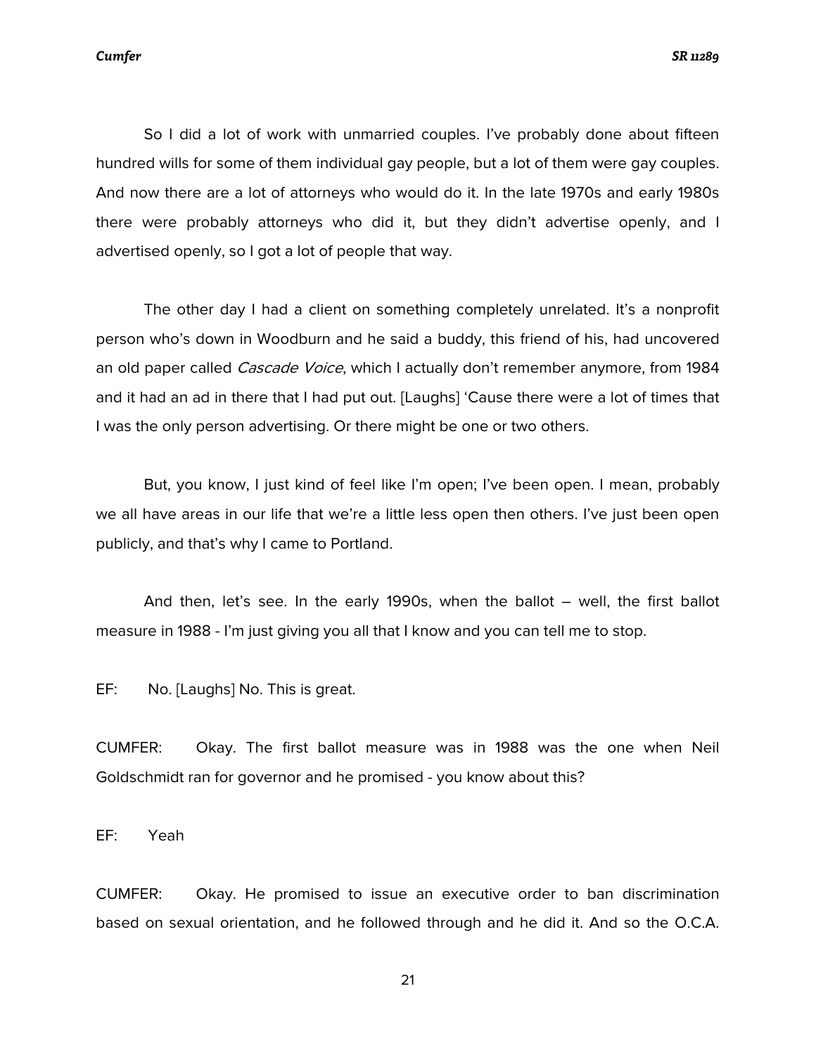So I did a lot of work with unmarried couples. I've probably done about fifteen hundred wills for some of them individual gay people, but a lot of them were gay couples. And now there are a lot of attorneys who would do it. In the late 1970s and early 1980s there were probably attorneys who did it, but they didn't advertise openly, and I advertised openly, so I got a lot of people that way.

The other day I had a client on something completely unrelated. It's a nonprofit person who's down in Woodburn and he said a buddy, this friend of his, had uncovered an old paper called *Cascade Voice*, which I actually don't remember anymore, from 1984 and it had an ad in there that I had put out. [Laughs] 'Cause there were a lot of times that I was the only person advertising. Or there might be one or two others.

But, you know, I just kind of feel like I'm open; I've been open. I mean, probably we all have areas in our life that we're a little less open then others. I've just been open publicly, and that's why I came to Portland.

And then, let's see. In the early 1990s, when the ballot – well, the first ballot measure in 1988 - I'm just giving you all that I know and you can tell me to stop.

EF: No. [Laughs] No. This is great.

CUMFER: Okay. The first ballot measure was in 1988 was the one when Neil Goldschmidt ran for governor and he promised - you know about this?

EF: Yeah

CUMFER: Okay. He promised to issue an executive order to ban discrimination based on sexual orientation, and he followed through and he did it. And so the O.C.A.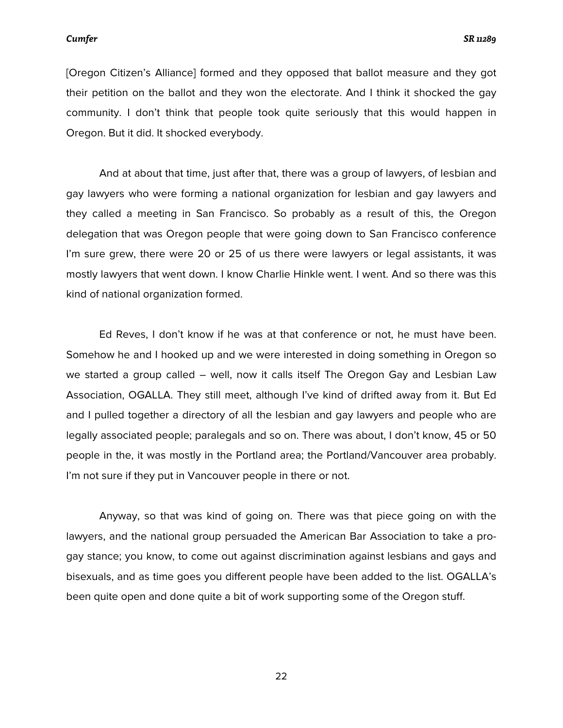[Oregon Citizen's Alliance] formed and they opposed that ballot measure and they got their petition on the ballot and they won the electorate. And I think it shocked the gay community. I don't think that people took quite seriously that this would happen in Oregon. But it did. It shocked everybody.

And at about that time, just after that, there was a group of lawyers, of lesbian and gay lawyers who were forming a national organization for lesbian and gay lawyers and they called a meeting in San Francisco. So probably as a result of this, the Oregon delegation that was Oregon people that were going down to San Francisco conference I'm sure grew, there were 20 or 25 of us there were lawyers or legal assistants, it was mostly lawyers that went down. I know Charlie Hinkle went. I went. And so there was this kind of national organization formed.

Ed Reves, I don't know if he was at that conference or not, he must have been. Somehow he and I hooked up and we were interested in doing something in Oregon so we started a group called – well, now it calls itself The Oregon Gay and Lesbian Law Association, OGALLA. They still meet, although I've kind of drifted away from it. But Ed and I pulled together a directory of all the lesbian and gay lawyers and people who are legally associated people; paralegals and so on. There was about, I don't know, 45 or 50 people in the, it was mostly in the Portland area; the Portland/Vancouver area probably. I'm not sure if they put in Vancouver people in there or not.

Anyway, so that was kind of going on. There was that piece going on with the lawyers, and the national group persuaded the American Bar Association to take a pro-gay stance; you know, to come out against discrimination against lesbians and gays and bisexuals, and as time goes you different people have been added to the list. OGALLA's been quite open and done quite a bit of work supporting some of the Oregon stuff.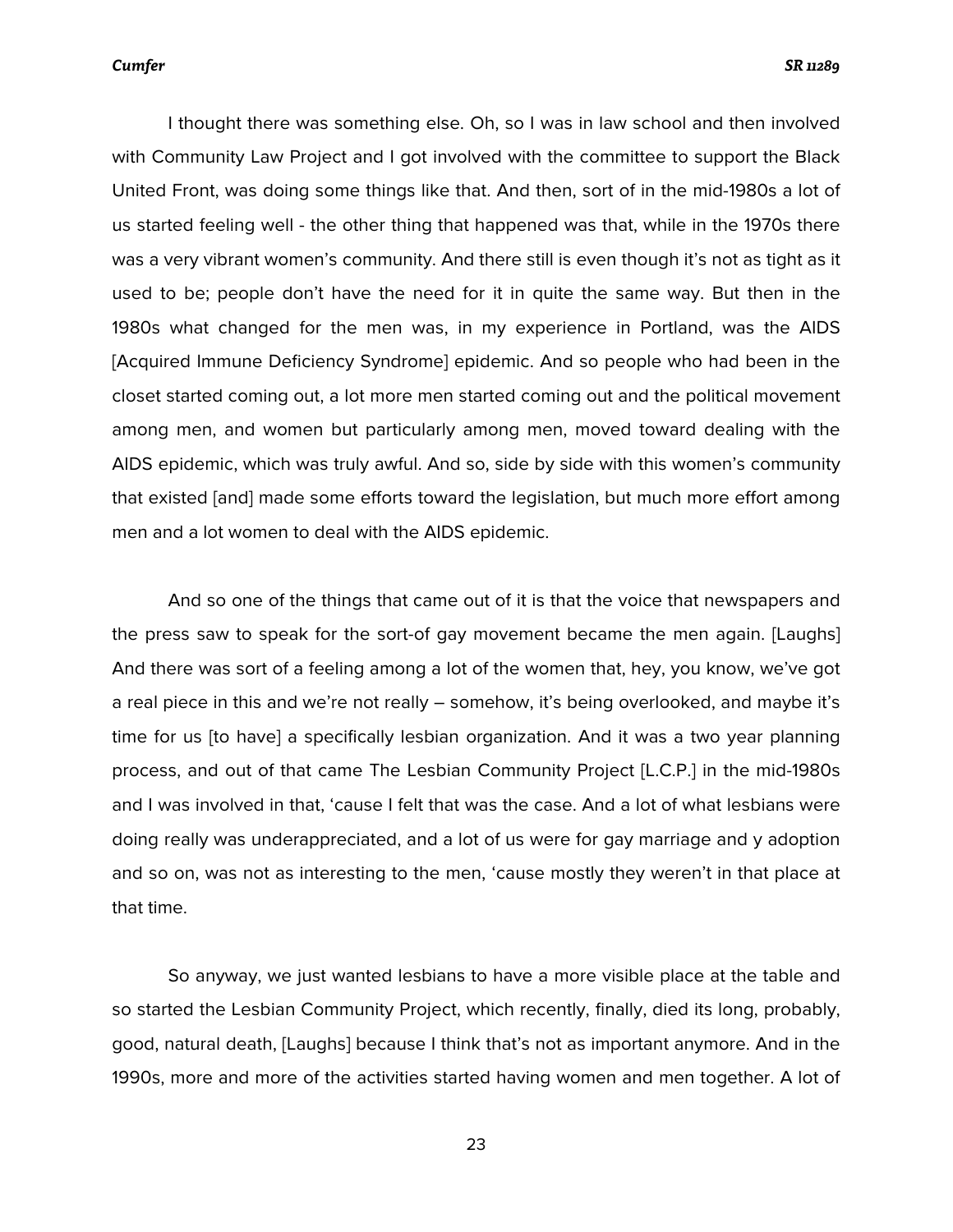I thought there was something else. Oh, so I was in law school and then involved with Community Law Project and I got involved with the committee to support the Black United Front, was doing some things like that. And then, sort of in the mid-1980s a lot of us started feeling well - the other thing that happened was that, while in the 1970s there was a very vibrant women's community. And there still is even though it's not as tight as it used to be; people don't have the need for it in quite the same way. But then in the 1980s what changed for the men was, in my experience in Portland, was the AIDS [Acquired Immune Deficiency Syndrome] epidemic. And so people who had been in the closet started coming out, a lot more men started coming out and the political movement among men, and women but particularly among men, moved toward dealing with the AIDS epidemic, which was truly awful. And so, side by side with this women's community that existed [and] made some efforts toward the legislation, but much more effort among men and a lot women to deal with the AIDS epidemic.

And so one of the things that came out of it is that the voice that newspapers and the press saw to speak for the sort-of gay movement became the men again. [Laughs] And there was sort of a feeling among a lot of the women that, hey, you know, we've got a real piece in this and we're not really – somehow, it's being overlooked, and maybe it's time for us [to have] a specifically lesbian organization. And it was a two year planning process, and out of that came The Lesbian Community Project [L.C.P.] in the mid-1980s and I was involved in that, 'cause I felt that was the case. And a lot of what lesbians were doing really was underappreciated, and a lot of us were for gay marriage and y adoption and so on, was not as interesting to the men, 'cause mostly they weren't in that place at that time.

So anyway, we just wanted lesbians to have a more visible place at the table and so started the Lesbian Community Project, which recently, finally, died its long, probably, good, natural death, [Laughs] because I think that's not as important anymore. And in the 1990s, more and more of the activities started having women and men together. A lot of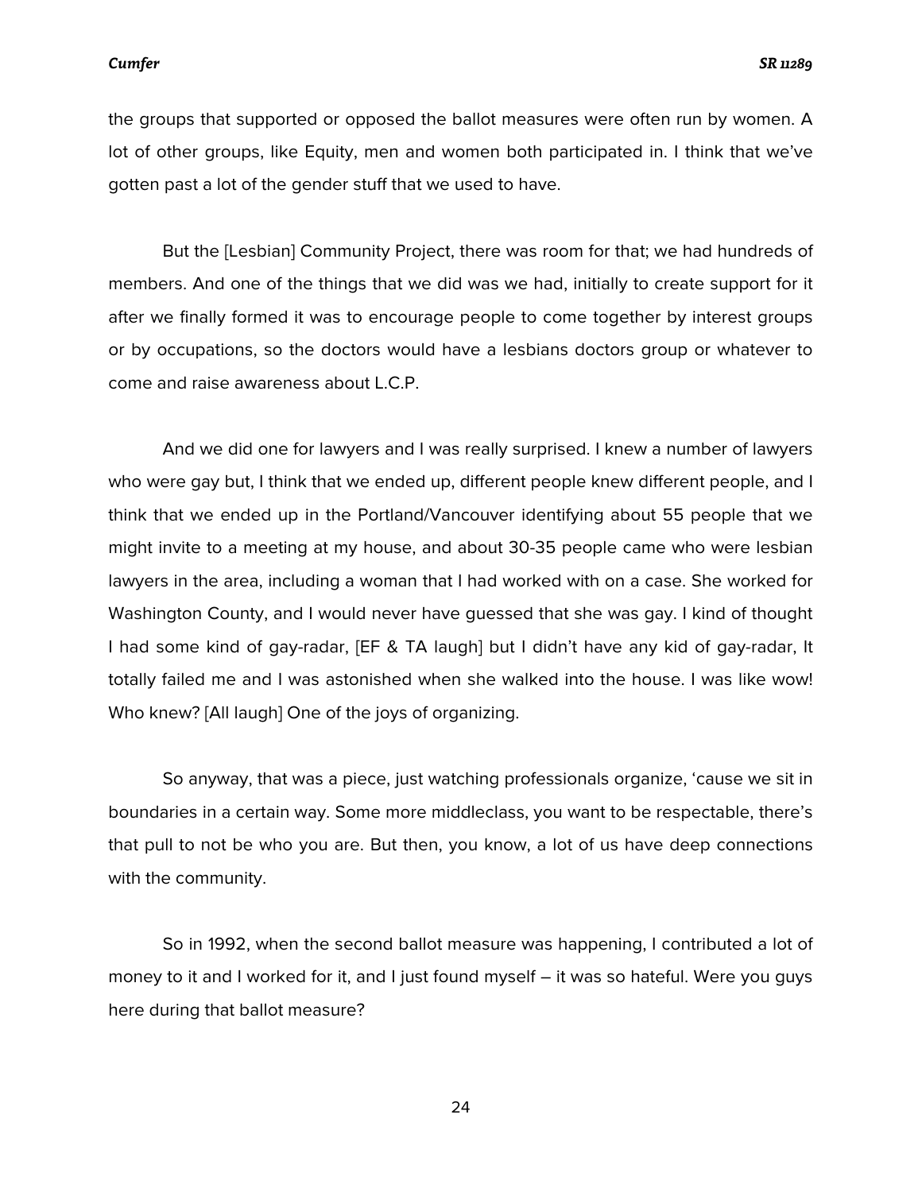the groups that supported or opposed the ballot measures were often run by women. A lot of other groups, like Equity, men and women both participated in. I think that we've gotten past a lot of the gender stuff that we used to have.

But the [Lesbian] Community Project, there was room for that; we had hundreds of members. And one of the things that we did was we had, initially to create support for it after we finally formed it was to encourage people to come together by interest groups or by occupations, so the doctors would have a lesbians doctors group or whatever to come and raise awareness about L.C.P.

And we did one for lawyers and I was really surprised. I knew a number of lawyers who were gay but, I think that we ended up, different people knew different people, and I think that we ended up in the Portland/Vancouver identifying about 55 people that we might invite to a meeting at my house, and about 30-35 people came who were lesbian lawyers in the area, including a woman that I had worked with on a case. She worked for Washington County, and I would never have guessed that she was gay. I kind of thought I had some kind of gay-radar, [EF & TA laugh] but I didn't have any kid of gay-radar, It totally failed me and I was astonished when she walked into the house. I was like wow! Who knew? [All laugh] One of the joys of organizing.

So anyway, that was a piece, just watching professionals organize, 'cause we sit in boundaries in a certain way. Some more middleclass, you want to be respectable, there's that pull to not be who you are. But then, you know, a lot of us have deep connections with the community.

So in 1992, when the second ballot measure was happening, I contributed a lot of money to it and I worked for it, and I just found myself – it was so hateful. Were you guys here during that ballot measure?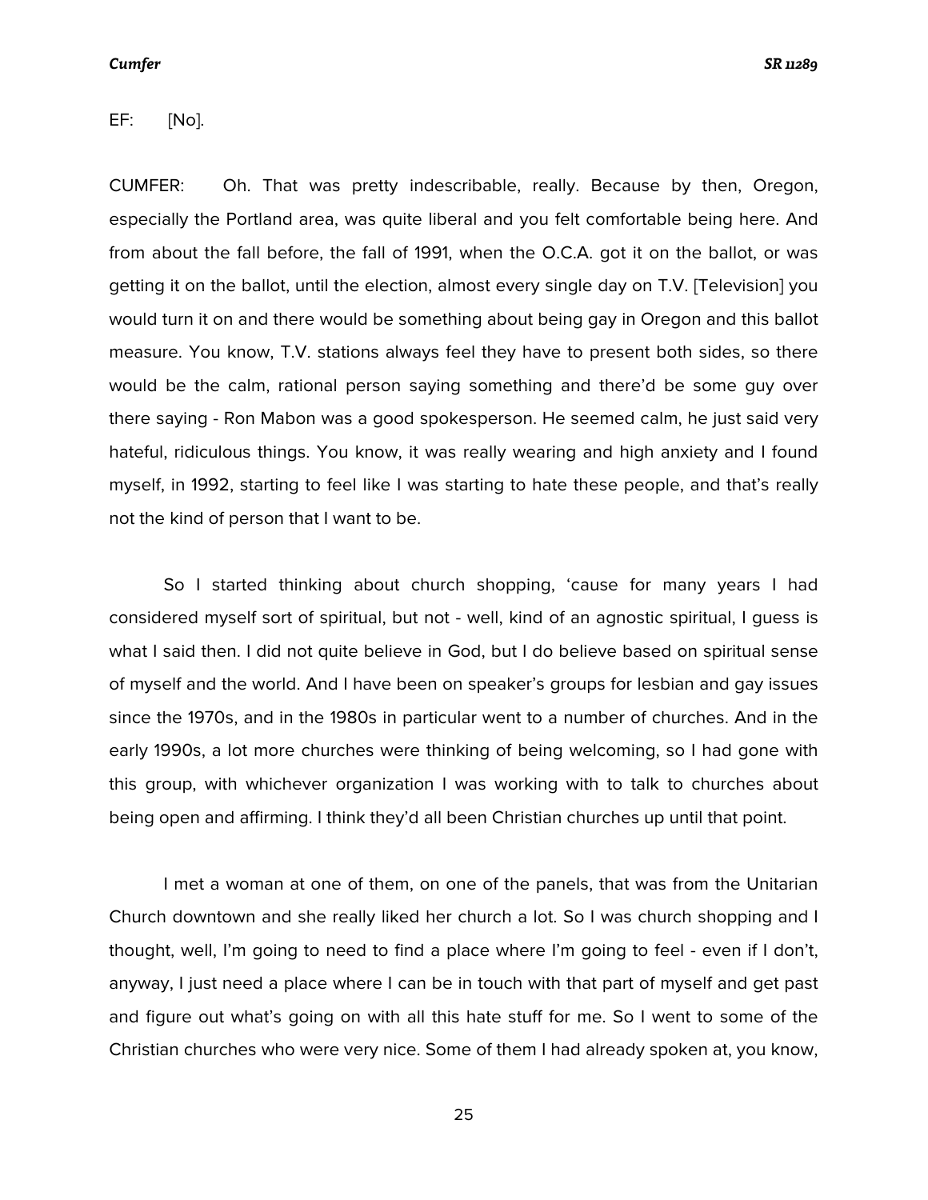EF: [No].

CUMFER: Oh. That was pretty indescribable, really. Because by then, Oregon, especially the Portland area, was quite liberal and you felt comfortable being here. And from about the fall before, the fall of 1991, when the O.C.A. got it on the ballot, or was getting it on the ballot, until the election, almost every single day on T.V. [Television] you would turn it on and there would be something about being gay in Oregon and this ballot measure. You know, T.V. stations always feel they have to present both sides, so there would be the calm, rational person saying something and there'd be some guy over there saying - Ron Mabon was a good spokesperson. He seemed calm, he just said very hateful, ridiculous things. You know, it was really wearing and high anxiety and I found myself, in 1992, starting to feel like I was starting to hate these people, and that's really not the kind of person that I want to be.

So I started thinking about church shopping, 'cause for many years I had considered myself sort of spiritual, but not - well, kind of an agnostic spiritual, I guess is what I said then. I did not quite believe in God, but I do believe based on spiritual sense of myself and the world. And I have been on speaker's groups for lesbian and gay issues since the 1970s, and in the 1980s in particular went to a number of churches. And in the early 1990s, a lot more churches were thinking of being welcoming, so I had gone with this group, with whichever organization I was working with to talk to churches about being open and affirming. I think they'd all been Christian churches up until that point.

I met a woman at one of them, on one of the panels, that was from the Unitarian Church downtown and she really liked her church a lot. So I was church shopping and I thought, well, I'm going to need to find a place where I'm going to feel - even if I don't, anyway, I just need a place where I can be in touch with that part of myself and get past and figure out what's going on with all this hate stuff for me. So I went to some of the Christian churches who were very nice. Some of them I had already spoken at, you know,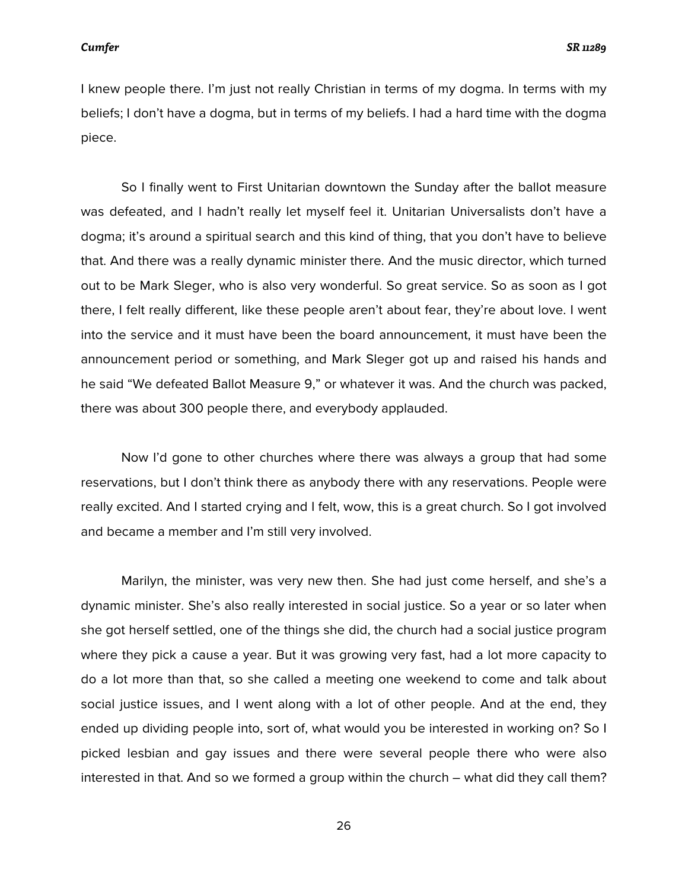I knew people there. I'm just not really Christian in terms of my dogma. In terms with my beliefs; I don't have a dogma, but in terms of my beliefs. I had a hard time with the dogma piece.

So I finally went to First Unitarian downtown the Sunday after the ballot measure was defeated, and I hadn't really let myself feel it. Unitarian Universalists don't have a dogma; it's around a spiritual search and this kind of thing, that you don't have to believe that. And there was a really dynamic minister there. And the music director, which turned out to be Mark Sleger, who is also very wonderful. So great service. So as soon as I got there, I felt really different, like these people aren't about fear, they're about love. I went into the service and it must have been the board announcement, it must have been the announcement period or something, and Mark Sleger got up and raised his hands and he said "We defeated Ballot Measure 9," or whatever it was. And the church was packed, there was about 300 people there, and everybody applauded.

Now I'd gone to other churches where there was always a group that had some reservations, but I don't think there as anybody there with any reservations. People were really excited. And I started crying and I felt, wow, this is a great church. So I got involved and became a member and I'm still very involved.

Marilyn, the minister, was very new then. She had just come herself, and she's a dynamic minister. She's also really interested in social justice. So a year or so later when she got herself settled, one of the things she did, the church had a social justice program where they pick a cause a year. But it was growing very fast, had a lot more capacity to do a lot more than that, so she called a meeting one weekend to come and talk about social justice issues, and I went along with a lot of other people. And at the end, they ended up dividing people into, sort of, what would you be interested in working on? So I picked lesbian and gay issues and there were several people there who were also interested in that. And so we formed a group within the church – what did they call them?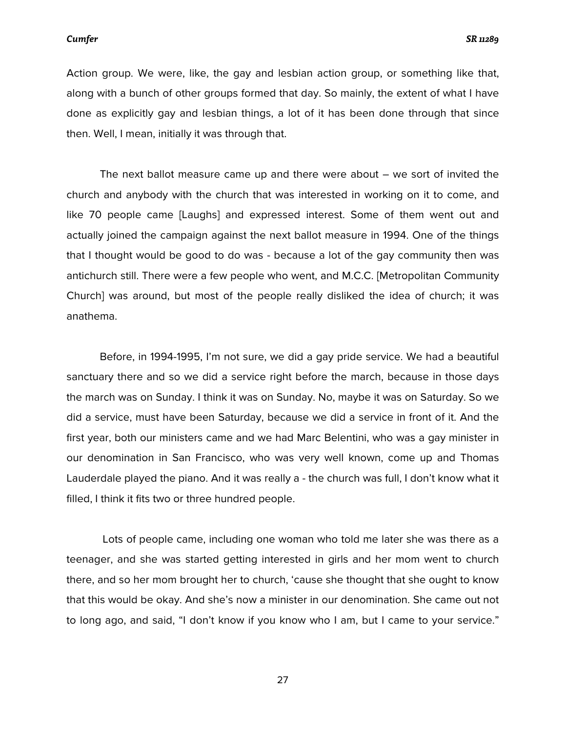Action group. We were, like, the gay and lesbian action group, or something like that, along with a bunch of other groups formed that day. So mainly, the extent of what I have done as explicitly gay and lesbian things, a lot of it has been done through that since then. Well, I mean, initially it was through that.

The next ballot measure came up and there were about – we sort of invited the church and anybody with the church that was interested in working on it to come, and like 70 people came [Laughs] and expressed interest. Some of them went out and actually joined the campaign against the next ballot measure in 1994. One of the things that I thought would be good to do was - because a lot of the gay community then was antichurch still. There were a few people who went, and M.C.C. [Metropolitan Community Church] was around, but most of the people really disliked the idea of church; it was anathema.

Before, in 1994-1995, I'm not sure, we did a gay pride service. We had a beautiful sanctuary there and so we did a service right before the march, because in those days the march was on Sunday. I think it was on Sunday. No, maybe it was on Saturday. So we did a service, must have been Saturday, because we did a service in front of it. And the first year, both our ministers came and we had Marc Belentini, who was a gay minister in our denomination in San Francisco, who was very well known, come up and Thomas Lauderdale played the piano. And it was really a - the church was full, I don't know what it filled, I think it fits two or three hundred people.

Lots of people came, including one woman who told me later she was there as a teenager, and she was started getting interested in girls and her mom went to church there, and so her mom brought her to church, 'cause she thought that she ought to know that this would be okay. And she's now a minister in our denomination. She came out not to long ago, and said, "I don't know if you know who I am, but I came to your service."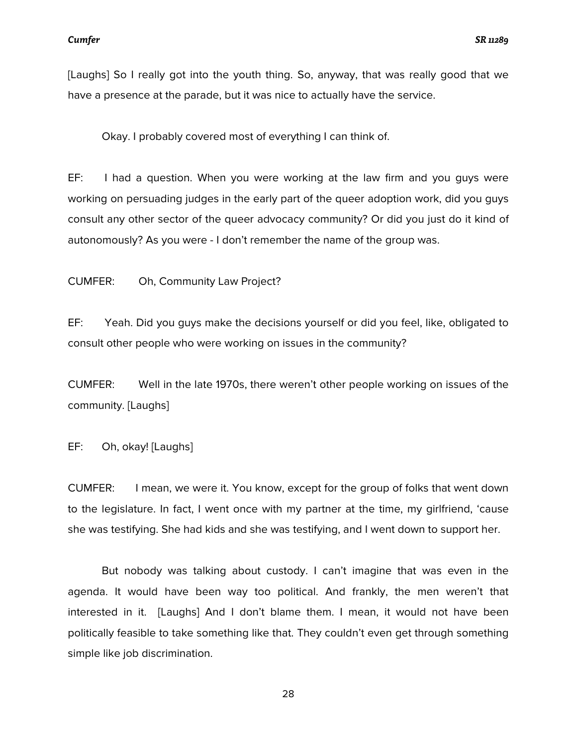[Laughs] So I really got into the youth thing. So, anyway, that was really good that we have a presence at the parade, but it was nice to actually have the service.

Okay. I probably covered most of everything I can think of.

EF: I had a question. When you were working at the law firm and you guys were working on persuading judges in the early part of the queer adoption work, did you guys consult any other sector of the queer advocacy community? Or did you just do it kind of autonomously? As you were - I don't remember the name of the group was.

CUMFER: Oh, Community Law Project?

EF: Yeah. Did you guys make the decisions yourself or did you feel, like, obligated to consult other people who were working on issues in the community?

CUMFER: Well in the late 1970s, there weren't other people working on issues of the community. [Laughs]

EF: Oh, okay! [Laughs]

CUMFER: I mean, we were it. You know, except for the group of folks that went down to the legislature. In fact, I went once with my partner at the time, my girlfriend, 'cause she was testifying. She had kids and she was testifying, and I went down to support her.

But nobody was talking about custody. I can't imagine that was even in the agenda. It would have been way too political. And frankly, the men weren't that interested in it. [Laughs] And I don't blame them. I mean, it would not have been politically feasible to take something like that. They couldn't even get through something simple like job discrimination.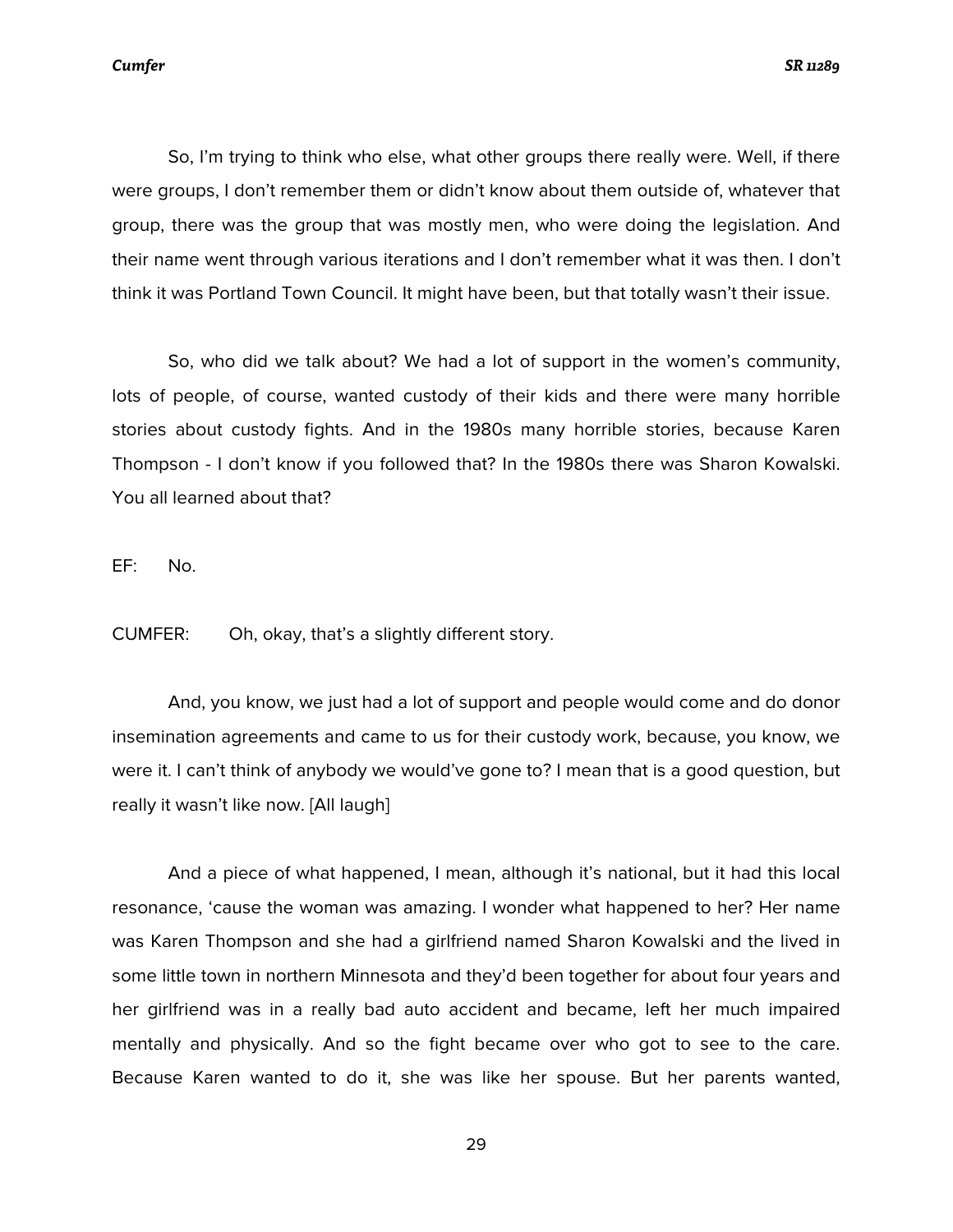So, I'm trying to think who else, what other groups there really were. Well, if there were groups, I don't remember them or didn't know about them outside of, whatever that group, there was the group that was mostly men, who were doing the legislation. And their name went through various iterations and I don't remember what it was then. I don't think it was Portland Town Council. It might have been, but that totally wasn't their issue.

So, who did we talk about? We had a lot of support in the women's community, lots of people, of course, wanted custody of their kids and there were many horrible stories about custody fights. And in the 1980s many horrible stories, because Karen Thompson - I don't know if you followed that? In the 1980s there was Sharon Kowalski. You all learned about that?

EF: No.

CUMFER: Oh, okay, that's a slightly different story.

And, you know, we just had a lot of support and people would come and do donor insemination agreements and came to us for their custody work, because, you know, we were it. I can't think of anybody we would've gone to? I mean that is a good question, but really it wasn't like now. [All laugh]

And a piece of what happened, I mean, although it's national, but it had this local resonance, 'cause the woman was amazing. I wonder what happened to her? Her name was Karen Thompson and she had a girlfriend named Sharon Kowalski and the lived in some little town in northern Minnesota and they'd been together for about four years and her girlfriend was in a really bad auto accident and became, left her much impaired mentally and physically. And so the fight became over who got to see to the care. Because Karen wanted to do it, she was like her spouse. But her parents wanted,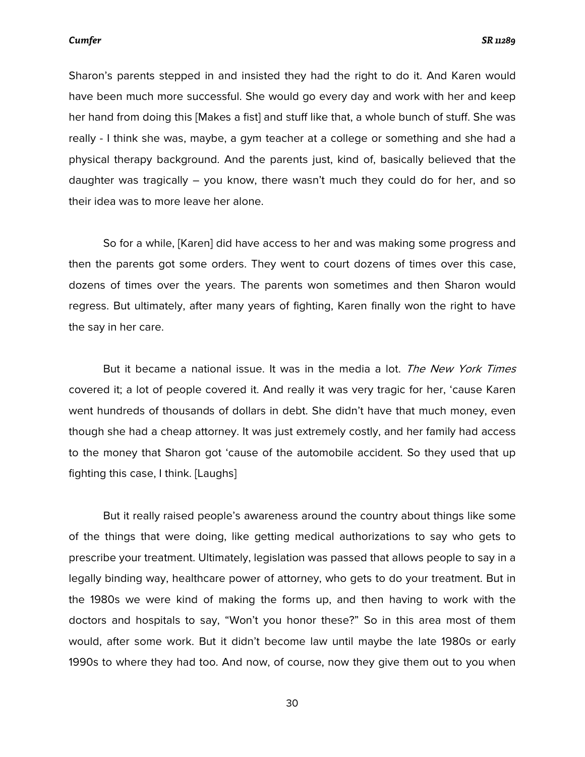Sharon's parents stepped in and insisted they had the right to do it. And Karen would have been much more successful. She would go every day and work with her and keep her hand from doing this [Makes a fist] and stuff like that, a whole bunch of stuff. She was really - I think she was, maybe, a gym teacher at a college or something and she had a physical therapy background. And the parents just, kind of, basically believed that the daughter was tragically – you know, there wasn't much they could do for her, and so their idea was to more leave her alone.

So for a while, [Karen] did have access to her and was making some progress and then the parents got some orders. They went to court dozens of times over this case, dozens of times over the years. The parents won sometimes and then Sharon would regress. But ultimately, after many years of fighting, Karen finally won the right to have the say in her care.

But it became a national issue. It was in the media a lot. *The New York Times* covered it; a lot of people covered it. And really it was very tragic for her, 'cause Karen went hundreds of thousands of dollars in debt. She didn't have that much money, even though she had a cheap attorney. It was just extremely costly, and her family had access to the money that Sharon got 'cause of the automobile accident. So they used that up fighting this case, I think. [Laughs]

But it really raised people's awareness around the country about things like some of the things that were doing, like getting medical authorizations to say who gets to prescribe your treatment. Ultimately, legislation was passed that allows people to say in a legally binding way, healthcare power of attorney, who gets to do your treatment. But in the 1980s we were kind of making the forms up, and then having to work with the doctors and hospitals to say, "Won't you honor these?" So in this area most of them would, after some work. But it didn't become law until maybe the late 1980s or early 1990s to where they had too. And now, of course, now they give them out to you when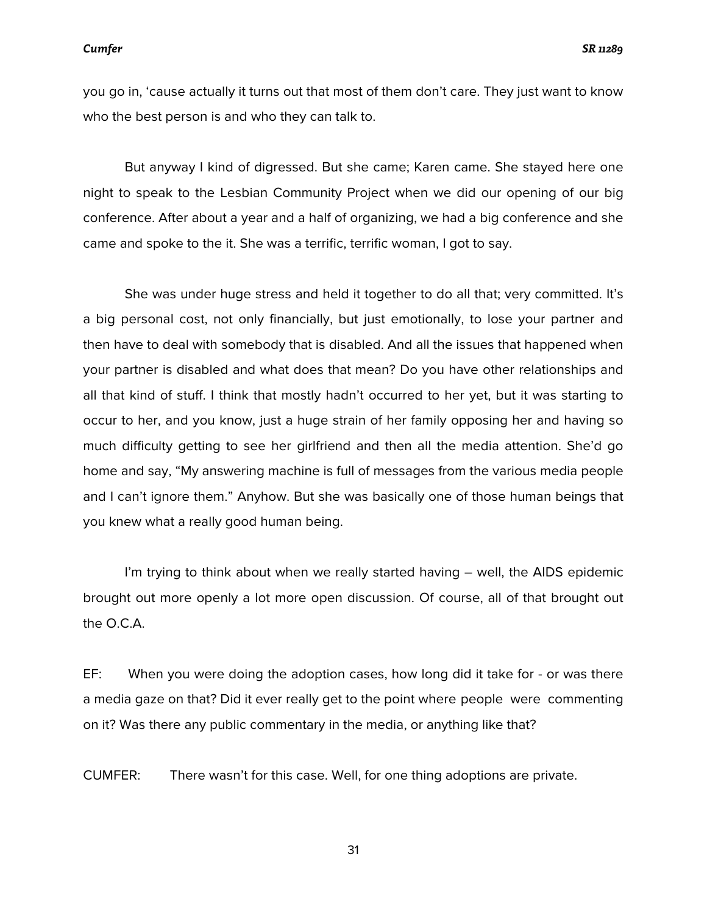you go in, 'cause actually it turns out that most of them don't care. They just want to know who the best person is and who they can talk to.

But anyway I kind of digressed. But she came; Karen came. She stayed here one night to speak to the Lesbian Community Project when we did our opening of our big conference. After about a year and a half of organizing, we had a big conference and she came and spoke to the it. She was a terrific, terrific woman, I got to say.

She was under huge stress and held it together to do all that; very committed. It's a big personal cost, not only financially, but just emotionally, to lose your partner and then have to deal with somebody that is disabled. And all the issues that happened when your partner is disabled and what does that mean? Do you have other relationships and all that kind of stuff. I think that mostly hadn't occurred to her yet, but it was starting to occur to her, and you know, just a huge strain of her family opposing her and having so much difficulty getting to see her girlfriend and then all the media attention. She'd go home and say, "My answering machine is full of messages from the various media people and I can't ignore them." Anyhow. But she was basically one of those human beings that you knew what a really good human being.

I'm trying to think about when we really started having – well, the AIDS epidemic brought out more openly a lot more open discussion. Of course, all of that brought out the O.C.A.

EF: When you were doing the adoption cases, how long did it take for - or was there a media gaze on that? Did it ever really get to the point where people were commenting on it? Was there any public commentary in the media, or anything like that?

CUMFER: There wasn't for this case. Well, for one thing adoptions are private.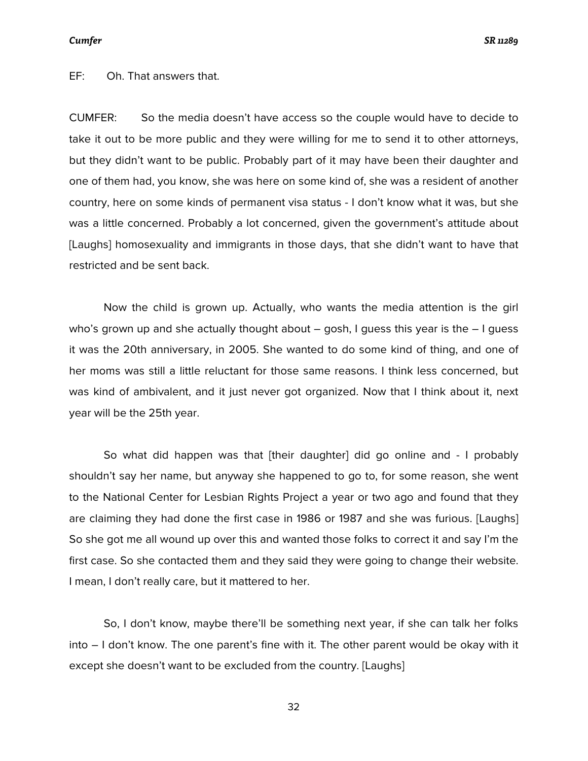EF: Oh. That answers that.

CUMFER: So the media doesn't have access so the couple would have to decide to take it out to be more public and they were willing for me to send it to other attorneys, but they didn't want to be public. Probably part of it may have been their daughter and one of them had, you know, she was here on some kind of, she was a resident of another country, here on some kinds of permanent visa status - I don't know what it was, but she was a little concerned. Probably a lot concerned, given the government's attitude about [Laughs] homosexuality and immigrants in those days, that she didn't want to have that restricted and be sent back.

Now the child is grown up. Actually, who wants the media attention is the girl who's grown up and she actually thought about – gosh, I guess this year is the – I guess it was the 20th anniversary, in 2005. She wanted to do some kind of thing, and one of her moms was still a little reluctant for those same reasons. I think less concerned, but was kind of ambivalent, and it just never got organized. Now that I think about it, next year will be the 25th year.

So what did happen was that [their daughter] did go online and - I probably shouldn't say her name, but anyway she happened to go to, for some reason, she went to the National Center for Lesbian Rights Project a year or two ago and found that they are claiming they had done the first case in 1986 or 1987 and she was furious. [Laughs] So she got me all wound up over this and wanted those folks to correct it and say I'm the first case. So she contacted them and they said they were going to change their website. I mean, I don't really care, but it mattered to her.

So, I don't know, maybe there'll be something next year, if she can talk her folks into – I don't know. The one parent's fine with it. The other parent would be okay with it except she doesn't want to be excluded from the country. [Laughs]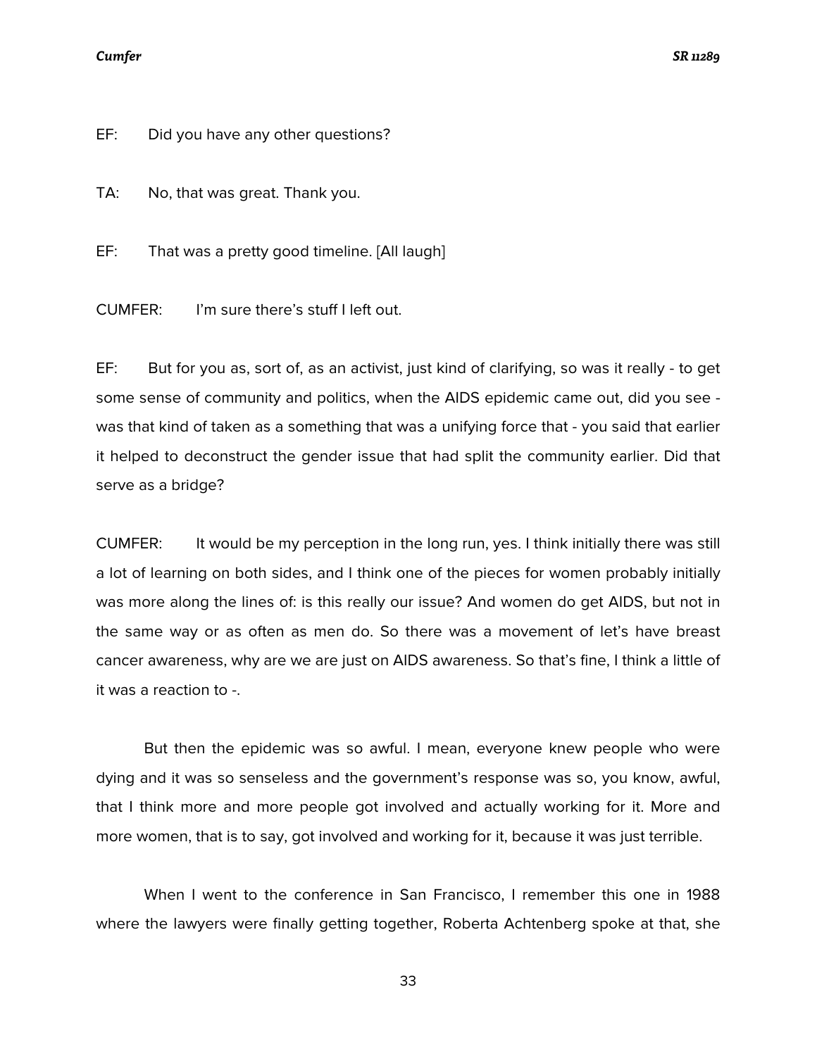EF: Did you have any other questions?

TA: No, that was great. Thank you.

EF: That was a pretty good timeline. [All laugh]

CUMFER: I'm sure there's stuff I left out.

EF: But for you as, sort of, as an activist, just kind of clarifying, so was it really - to get some sense of community and politics, when the AIDS epidemic came out, did you see - was that kind of taken as a something that was a unifying force that - you said that earlier it helped to deconstruct the gender issue that had split the community earlier. Did that serve as a bridge?

CUMFER: It would be my perception in the long run, yes. I think initially there was still a lot of learning on both sides, and I think one of the pieces for women probably initially was more along the lines of: is this really our issue? And women do get AIDS, but not in the same way or as often as men do. So there was a movement of let's have breast cancer awareness, why are we are just on AIDS awareness. So that's fine, I think a little of it was a reaction to -.

But then the epidemic was so awful. I mean, everyone knew people who were dying and it was so senseless and the government's response was so, you know, awful, that I think more and more people got involved and actually working for it. More and more women, that is to say, got involved and working for it, because it was just terrible.

When I went to the conference in San Francisco, I remember this one in 1988 where the lawyers were finally getting together, Roberta Achtenberg spoke at that, she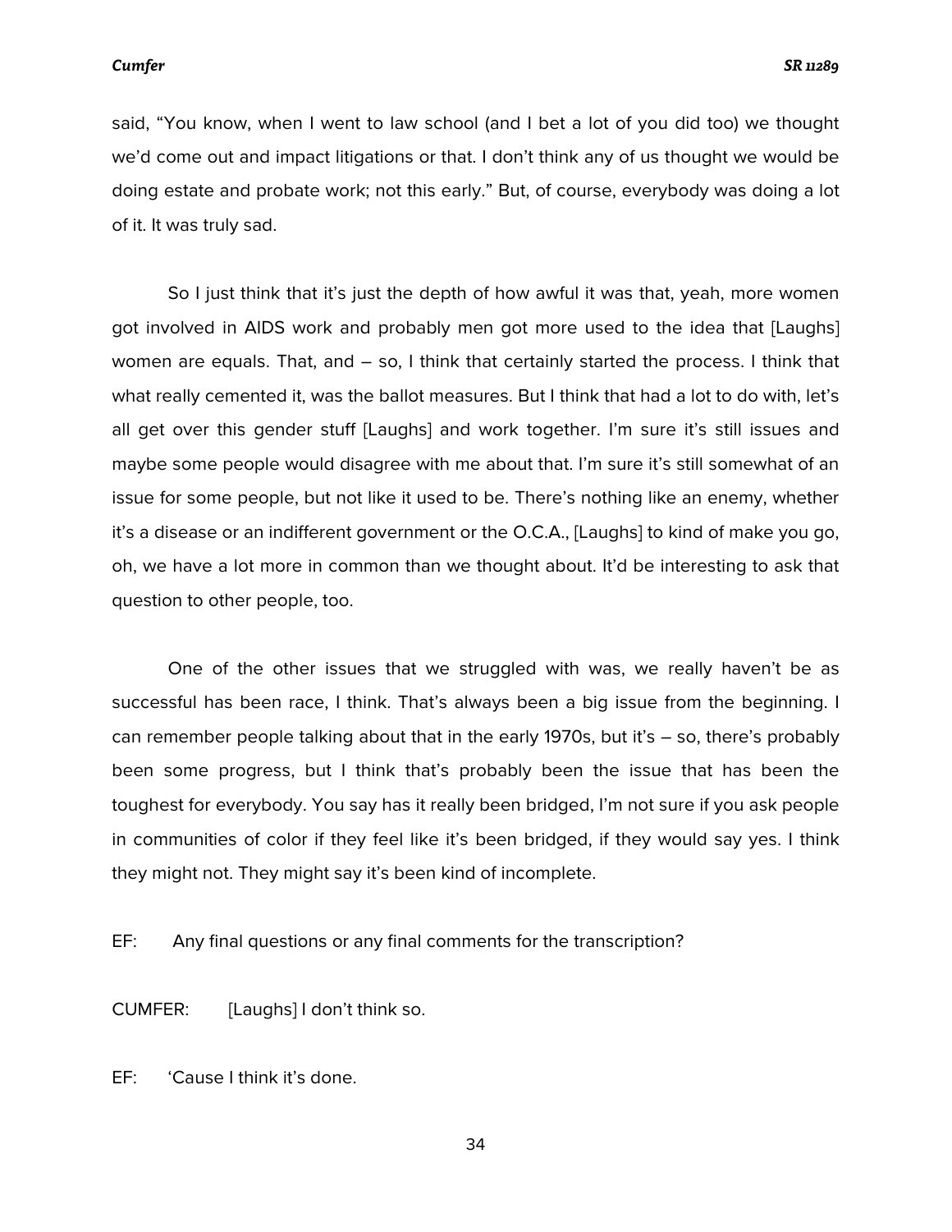said, "You know, when I went to law school (and I bet a lot of you did too) we thought we'd come out and impact litigations or that. I don't think any of us thought we would be doing estate and probate work; not this early." But, of course, everybody was doing a lot of it. It was truly sad.

So I just think that it's just the depth of how awful it was that, yeah, more women got involved in AIDS work and probably men got more used to the idea that [Laughs] women are equals. That, and – so, I think that certainly started the process. I think that what really cemented it, was the ballot measures. But I think that had a lot to do with, let's all get over this gender stuff [Laughs] and work together. I'm sure it's still issues and maybe some people would disagree with me about that. I'm sure it's still somewhat of an issue for some people, but not like it used to be. There's nothing like an enemy, whether it's a disease or an indifferent government or the O.C.A., [Laughs] to kind of make you go, oh, we have a lot more in common than we thought about. It'd be interesting to ask that question to other people, too.

One of the other issues that we struggled with was, we really haven't be as successful has been race, I think. That's always been a big issue from the beginning. I can remember people talking about that in the early 1970s, but it's – so, there's probably been some progress, but I think that's probably been the issue that has been the toughest for everybody. You say has it really been bridged, I'm not sure if you ask people in communities of color if they feel like it's been bridged, if they would say yes. I think they might not. They might say it's been kind of incomplete.

EF: Any final questions or any final comments for the transcription?

CUMFER: [Laughs] I don't think so.

EF: 'Cause I think it's done.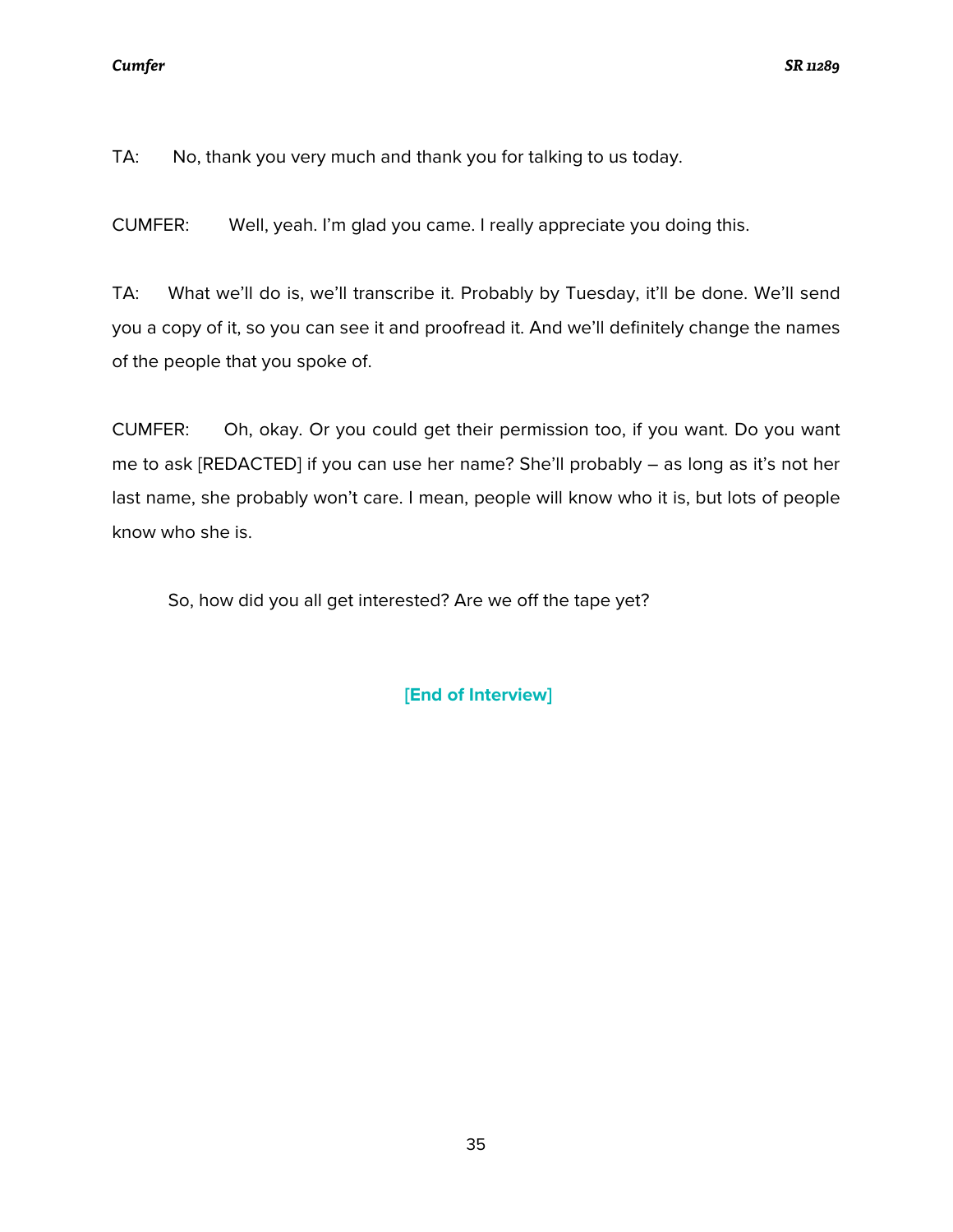TA: No, thank you very much and thank you for talking to us today.

CUMFER: Well, yeah. I'm glad you came. I really appreciate you doing this.

TA: What we'll do is, we'll transcribe it. Probably by Tuesday, it'll be done. We'll send you a copy of it, so you can see it and proofread it. And we'll definitely change the names of the people that you spoke of.

CUMFER: Oh, okay. Or you could get their permission too, if you want. Do you want me to ask [REDACTED] if you can use her name? She'll probably – as long as it's not her last name, she probably won't care. I mean, people will know who it is, but lots of people know who she is.

So, how did you all get interested? Are we off the tape yet?

**[End of Interview]**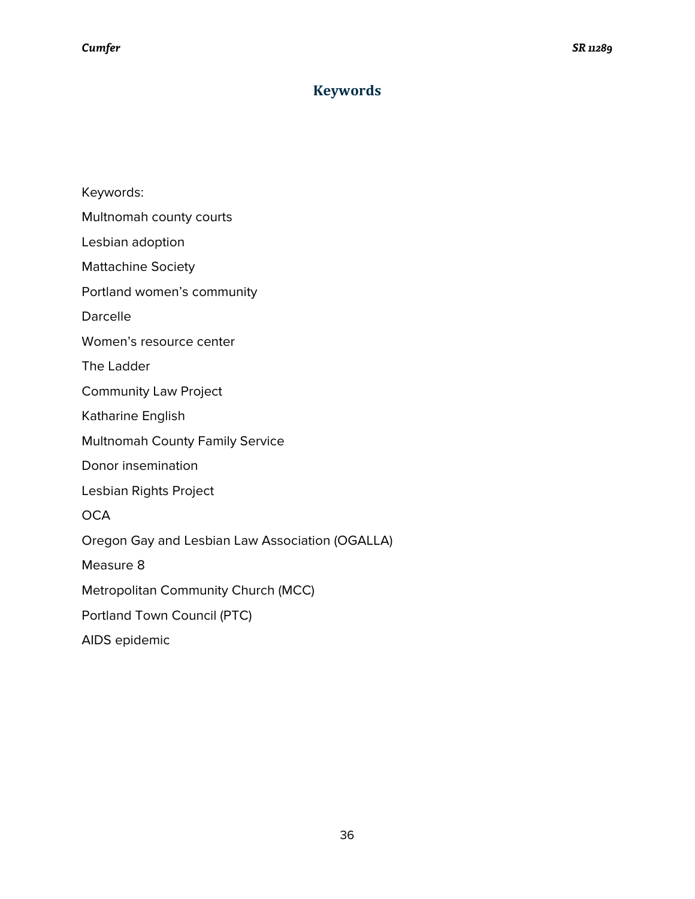# Keywords

Keywords:

Multnomah county courts

Lesbian adoption

Mattachine Society

Portland women's community

Darcelle

Women's resource center

The Ladder

Community Law Project

Katharine English

Multnomah County Family Service

Donor insemination

Lesbian Rights Project

OCA

Oregon Gay and Lesbian Law Association (OGALLA)

Measure 8

Metropolitan Community Church (MCC)

Portland Town Council (PTC)

AIDS epidemic